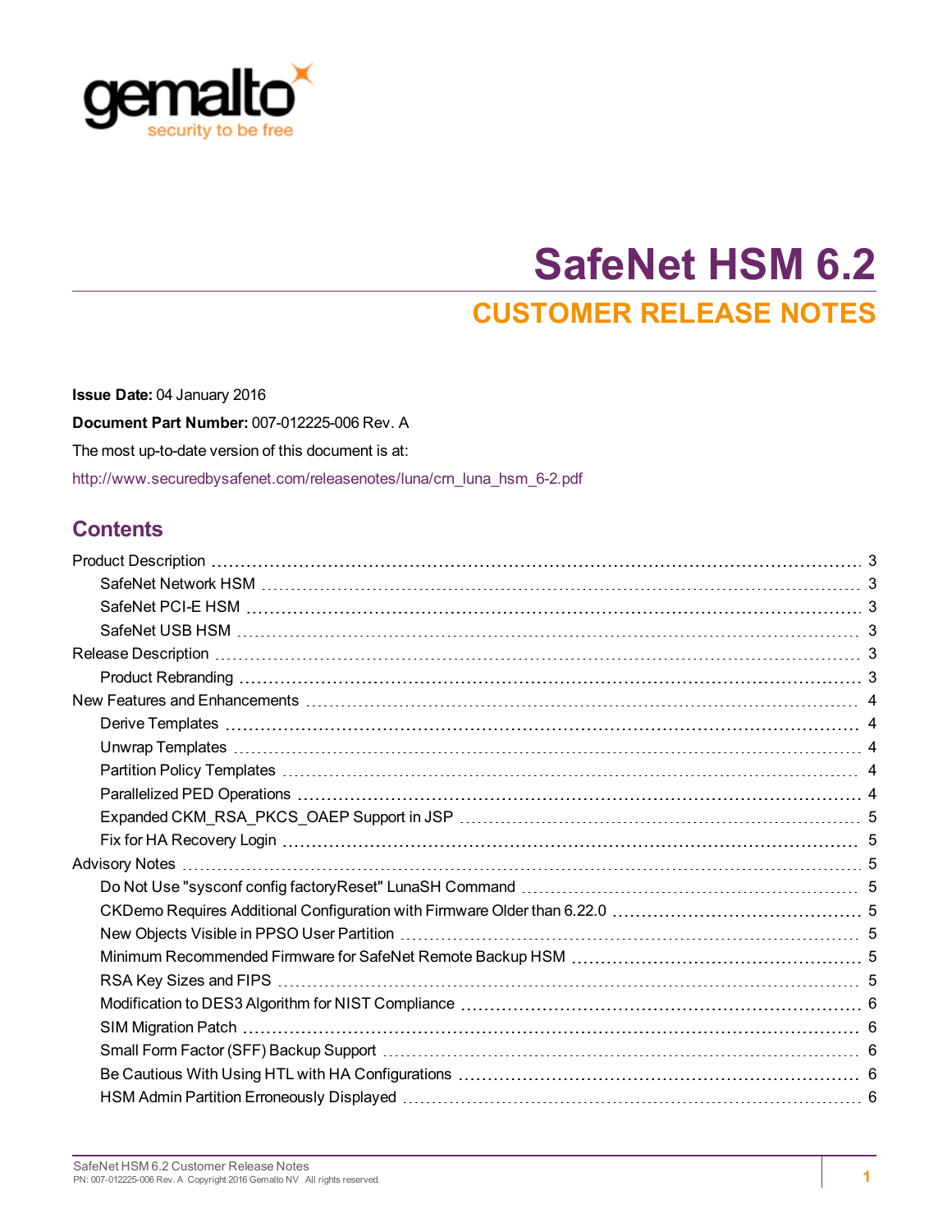# SafeNet HSM 6.2

## CUSTOMER RELEASE NOTES

**Issue Date:** 04 January 2016

**Document Part Number:** 007-012225-006 Rev. A

The most up-to-date version of this document is at:

http://www.securedbysafenet.com/releasenotes/luna/crn_luna_hsm_6-2.pdf

## Contents

- Product Description ... 3
  - SafeNet Network HSM ... 3
  - SafeNet PCI-E HSM ... 3
  - SafeNet USB HSM ... 3
- Release Description ... 3
  - Product Rebranding ... 3
- New Features and Enhancements ... 4
  - Derive Templates ... 4
  - Unwrap Templates ... 4
  - Partition Policy Templates ... 4
  - Parallelized PED Operations ... 4
  - Expanded CKM_RSA_PKCS_OAEP Support in JSP ... 5
  - Fix for HA Recovery Login ... 5
- Advisory Notes ... 5
  - Do Not Use "sysconf config factoryReset" LunaSH Command ... 5
  - CKDemo Requires Additional Configuration with Firmware Older than 6.22.0 ... 5
  - New Objects Visible in PPSO User Partition ... 5
  - Minimum Recommended Firmware for SafeNet Remote Backup HSM ... 5
  - RSA Key Sizes and FIPS ... 5
  - Modification to DES3 Algorithm for NIST Compliance ... 6
  - SIM Migration Patch ... 6
  - Small Form Factor (SFF) Backup Support ... 6
  - Be Cautious With Using HTL with HA Configurations ... 6
  - HSM Admin Partition Erroneously Displayed ... 6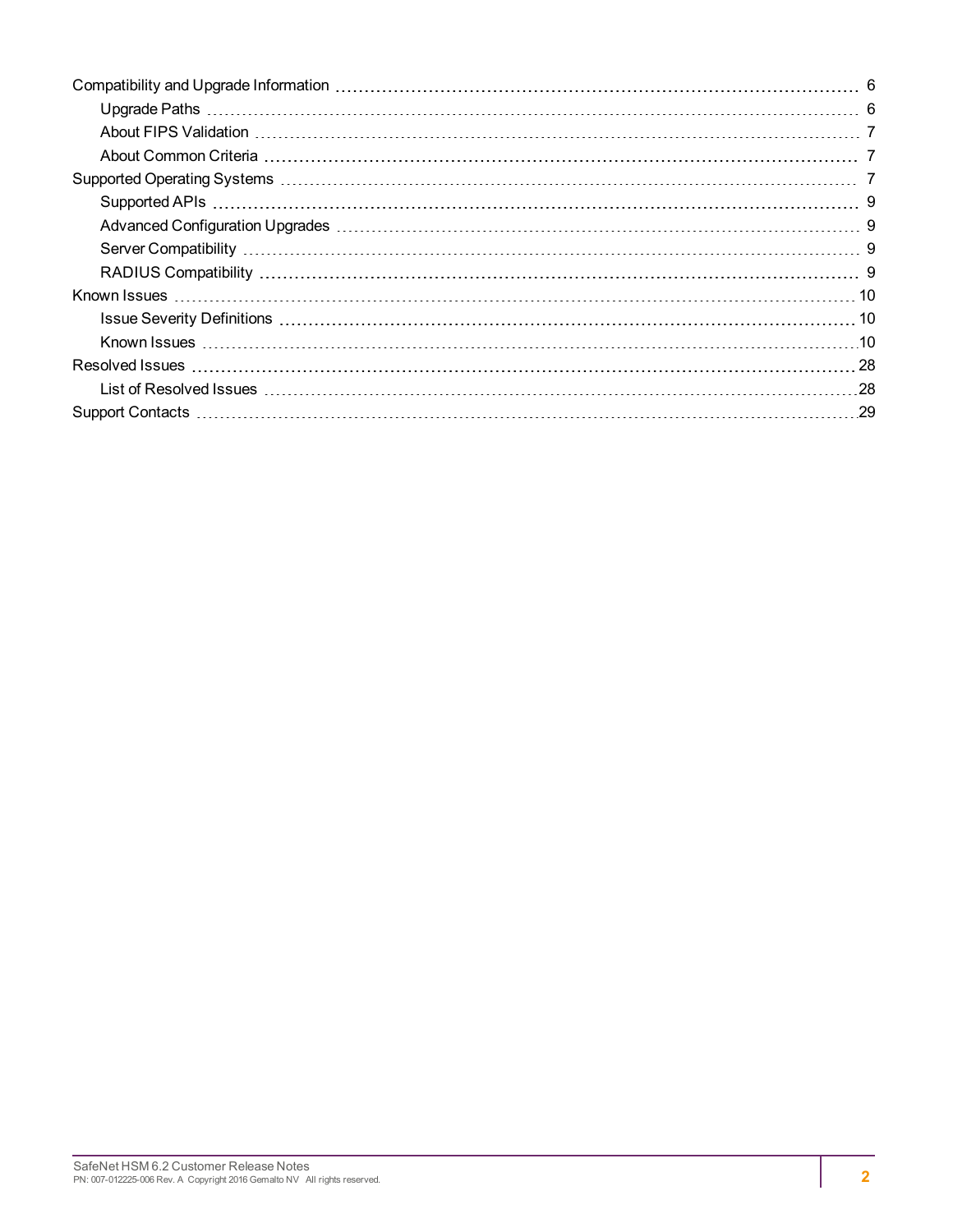- Compatibility and Upgrade Information ... 6
  - Upgrade Paths ... 6
  - About FIPS Validation ... 7
  - About Common Criteria ... 7
- Supported Operating Systems ... 7
  - Supported APIs ... 9
  - Advanced Configuration Upgrades ... 9
  - Server Compatibility ... 9
  - RADIUS Compatibility ... 9
- Known Issues ... 10
  - Issue Severity Definitions ... 10
  - Known Issues ... 10
- Resolved Issues ... 28
  - List of Resolved Issues ... 28
- Support Contacts ... 29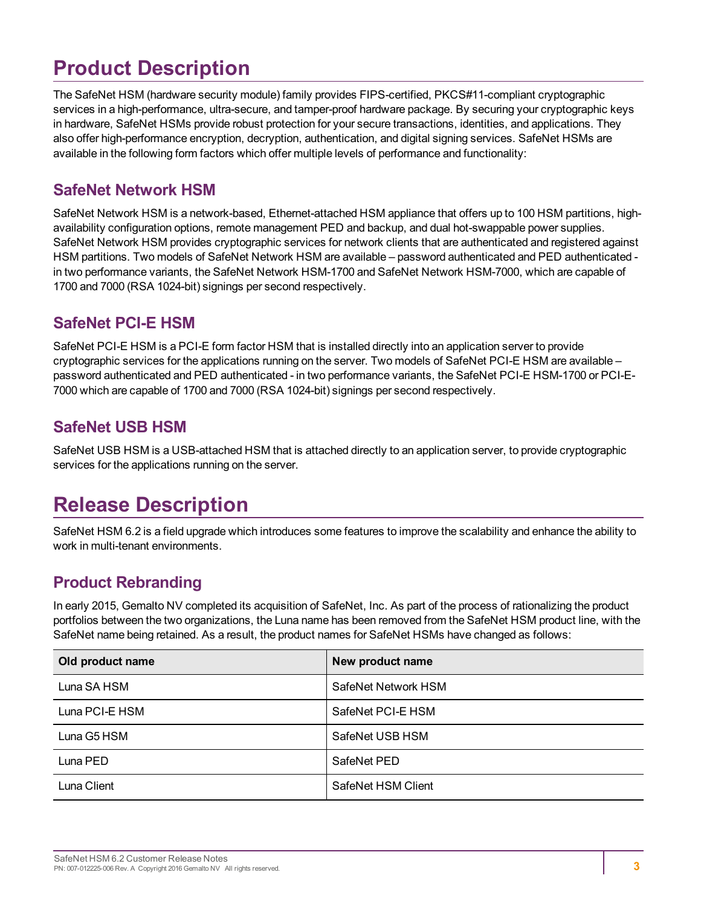# Product Description

The SafeNet HSM (hardware security module) family provides FIPS-certified, PKCS#11-compliant cryptographic services in a high-performance, ultra-secure, and tamper-proof hardware package. By securing your cryptographic keys in hardware, SafeNet HSMs provide robust protection for your secure transactions, identities, and applications. They also offer high-performance encryption, decryption, authentication, and digital signing services. SafeNet HSMs are available in the following form factors which offer multiple levels of performance and functionality:

## SafeNet Network HSM

SafeNet Network HSM is a network-based, Ethernet-attached HSM appliance that offers up to 100 HSM partitions, high-availability configuration options, remote management PED and backup, and dual hot-swappable power supplies. SafeNet Network HSM provides cryptographic services for network clients that are authenticated and registered against HSM partitions. Two models of SafeNet Network HSM are available – password authenticated and PED authenticated - in two performance variants, the SafeNet Network HSM-1700 and SafeNet Network HSM-7000, which are capable of 1700 and 7000 (RSA 1024-bit) signings per second respectively.

## SafeNet PCI-E HSM

SafeNet PCI-E HSM is a PCI-E form factor HSM that is installed directly into an application server to provide cryptographic services for the applications running on the server. Two models of SafeNet PCI-E HSM are available – password authenticated and PED authenticated - in two performance variants, the SafeNet PCI-E HSM-1700 or PCI-E-7000 which are capable of 1700 and 7000 (RSA 1024-bit) signings per second respectively.

## SafeNet USB HSM

SafeNet USB HSM is a USB-attached HSM that is attached directly to an application server, to provide cryptographic services for the applications running on the server.

# Release Description

SafeNet HSM 6.2 is a field upgrade which introduces some features to improve the scalability and enhance the ability to work in multi-tenant environments.

## Product Rebranding

In early 2015, Gemalto NV completed its acquisition of SafeNet, Inc. As part of the process of rationalizing the product portfolios between the two organizations, the Luna name has been removed from the SafeNet HSM product line, with the SafeNet name being retained. As a result, the product names for SafeNet HSMs have changed as follows:

| Old product name | New product name |
|---|---|
| Luna SA HSM | SafeNet Network HSM |
| Luna PCI-E HSM | SafeNet PCI-E HSM |
| Luna G5 HSM | SafeNet USB HSM |
| Luna PED | SafeNet PED |
| Luna Client | SafeNet HSM Client |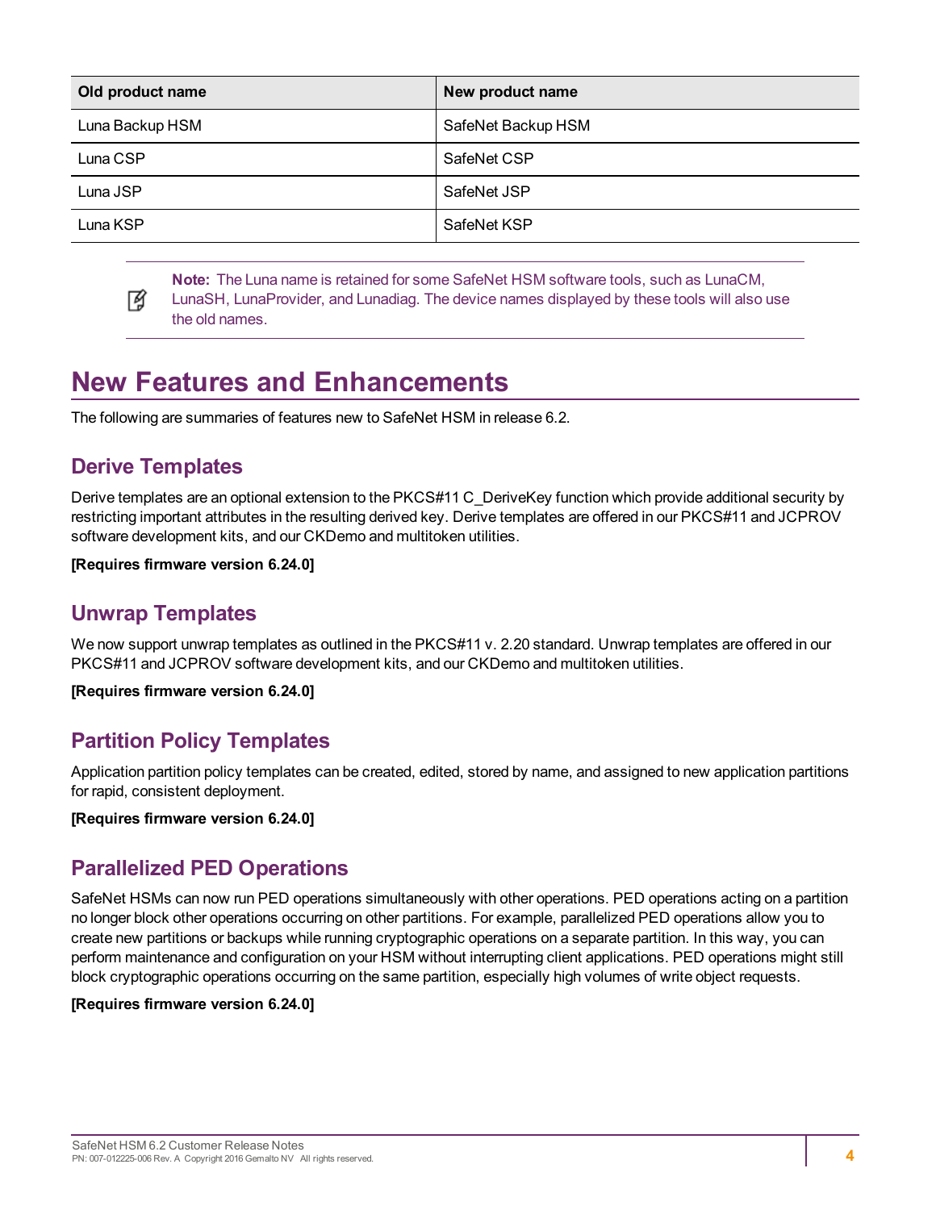| Old product name | New product name |
| --- | --- |
| Luna Backup HSM | SafeNet Backup HSM |
| Luna CSP | SafeNet CSP |
| Luna JSP | SafeNet JSP |
| Luna KSP | SafeNet KSP |

> **Note:** The Luna name is retained for some SafeNet HSM software tools, such as LunaCM, LunaSH, LunaProvider, and Lunadiag. The device names displayed by these tools will also use the old names.

# New Features and Enhancements

The following are summaries of features new to SafeNet HSM in release 6.2.

## Derive Templates

Derive templates are an optional extension to the PKCS#11 C_DeriveKey function which provide additional security by restricting important attributes in the resulting derived key. Derive templates are offered in our PKCS#11 and JCPROV software development kits, and our CKDemo and multitoken utilities.

**[Requires firmware version 6.24.0]**

## Unwrap Templates

We now support unwrap templates as outlined in the PKCS#11 v. 2.20 standard. Unwrap templates are offered in our PKCS#11 and JCPROV software development kits, and our CKDemo and multitoken utilities.

**[Requires firmware version 6.24.0]**

## Partition Policy Templates

Application partition policy templates can be created, edited, stored by name, and assigned to new application partitions for rapid, consistent deployment.

**[Requires firmware version 6.24.0]**

## Parallelized PED Operations

SafeNet HSMs can now run PED operations simultaneously with other operations. PED operations acting on a partition no longer block other operations occurring on other partitions. For example, parallelized PED operations allow you to create new partitions or backups while running cryptographic operations on a separate partition. In this way, you can perform maintenance and configuration on your HSM without interrupting client applications. PED operations might still block cryptographic operations occurring on the same partition, especially high volumes of write object requests.

**[Requires firmware version 6.24.0]**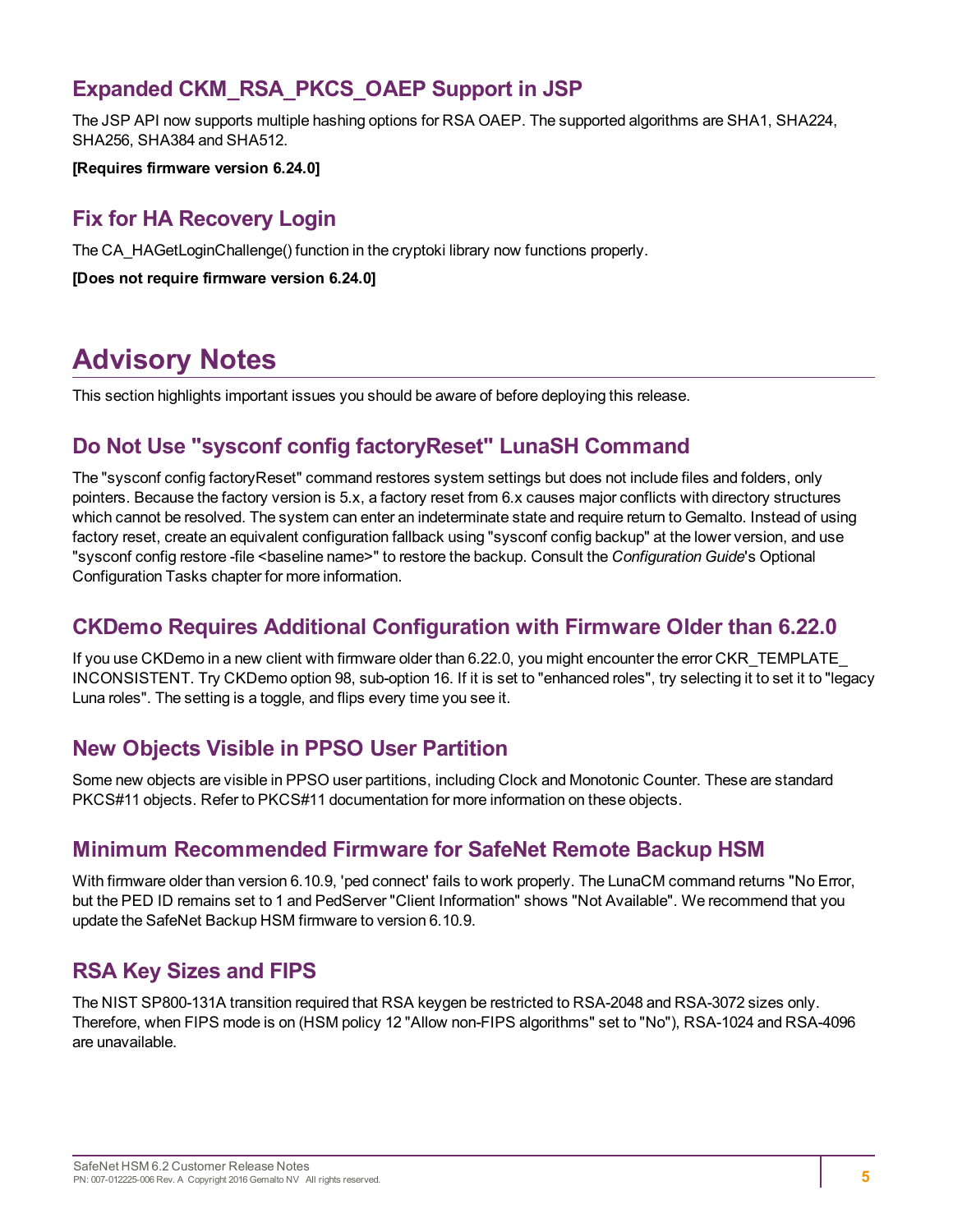## Expanded CKM_RSA_PKCS_OAEP Support in JSP

The JSP API now supports multiple hashing options for RSA OAEP. The supported algorithms are SHA1, SHA224, SHA256, SHA384 and SHA512.

**[Requires firmware version 6.24.0]**

## Fix for HA Recovery Login

The CA_HAGetLoginChallenge() function in the cryptoki library now functions properly.

**[Does not require firmware version 6.24.0]**

# Advisory Notes

This section highlights important issues you should be aware of before deploying this release.

## Do Not Use "sysconf config factoryReset" LunaSH Command

The "sysconf config factoryReset" command restores system settings but does not include files and folders, only pointers. Because the factory version is 5.x, a factory reset from 6.x causes major conflicts with directory structures which cannot be resolved. The system can enter an indeterminate state and require return to Gemalto. Instead of using factory reset, create an equivalent configuration fallback using "sysconf config backup" at the lower version, and use "sysconf config restore -file <baseline name>" to restore the backup. Consult the *Configuration Guide*'s Optional Configuration Tasks chapter for more information.

## CKDemo Requires Additional Configuration with Firmware Older than 6.22.0

If you use CKDemo in a new client with firmware older than 6.22.0, you might encounter the error CKR_TEMPLATE_INCONSISTENT. Try CKDemo option 98, sub-option 16. If it is set to "enhanced roles", try selecting it to set it to "legacy Luna roles". The setting is a toggle, and flips every time you see it.

## New Objects Visible in PPSO User Partition

Some new objects are visible in PPSO user partitions, including Clock and Monotonic Counter. These are standard PKCS#11 objects. Refer to PKCS#11 documentation for more information on these objects.

## Minimum Recommended Firmware for SafeNet Remote Backup HSM

With firmware older than version 6.10.9, 'ped connect' fails to work properly. The LunaCM command returns "No Error, but the PED ID remains set to 1 and PedServer "Client Information" shows "Not Available". We recommend that you update the SafeNet Backup HSM firmware to version 6.10.9.

## RSA Key Sizes and FIPS

The NIST SP800-131A transition required that RSA keygen be restricted to RSA-2048 and RSA-3072 sizes only. Therefore, when FIPS mode is on (HSM policy 12 "Allow non-FIPS algorithms" set to "No"), RSA-1024 and RSA-4096 are unavailable.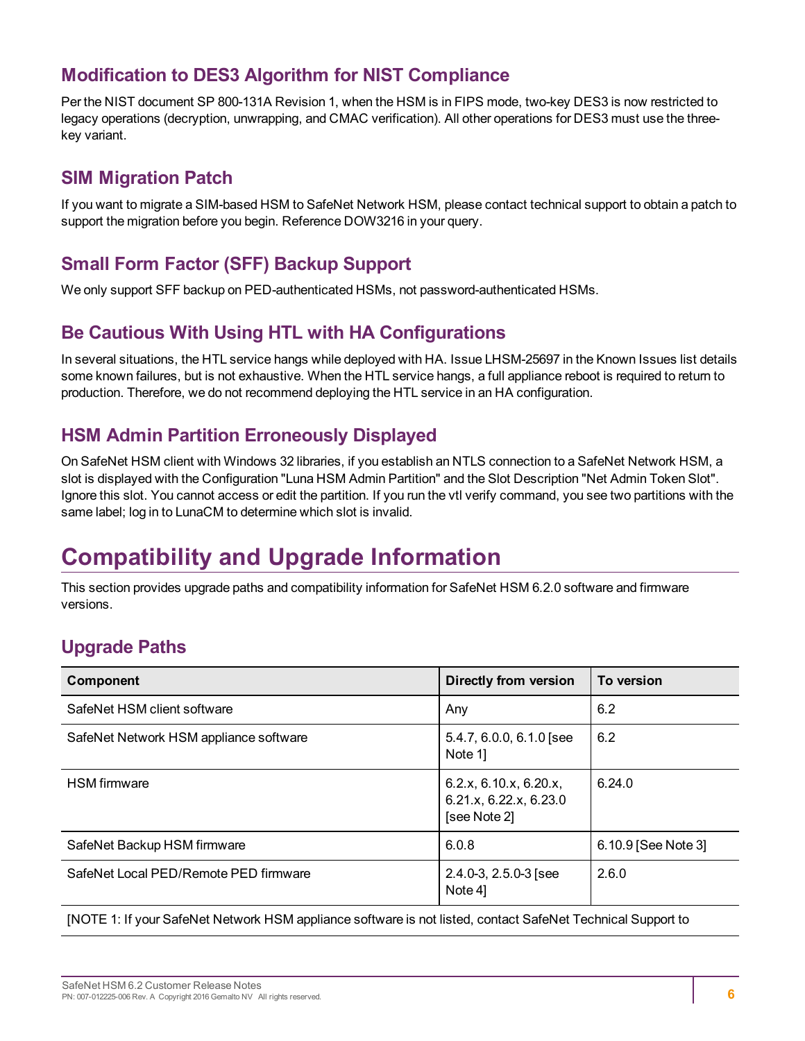## Modification to DES3 Algorithm for NIST Compliance

Per the NIST document SP 800-131A Revision 1, when the HSM is in FIPS mode, two-key DES3 is now restricted to legacy operations (decryption, unwrapping, and CMAC verification). All other operations for DES3 must use the three-key variant.

## SIM Migration Patch

If you want to migrate a SIM-based HSM to SafeNet Network HSM, please contact technical support to obtain a patch to support the migration before you begin. Reference DOW3216 in your query.

## Small Form Factor (SFF) Backup Support

We only support SFF backup on PED-authenticated HSMs, not password-authenticated HSMs.

## Be Cautious With Using HTL with HA Configurations

In several situations, the HTL service hangs while deployed with HA. Issue LHSM-25697 in the Known Issues list details some known failures, but is not exhaustive. When the HTL service hangs, a full appliance reboot is required to return to production. Therefore, we do not recommend deploying the HTL service in an HA configuration.

## HSM Admin Partition Erroneously Displayed

On SafeNet HSM client with Windows 32 libraries, if you establish an NTLS connection to a SafeNet Network HSM, a slot is displayed with the Configuration "Luna HSM Admin Partition" and the Slot Description "Net Admin Token Slot". Ignore this slot. You cannot access or edit the partition. If you run the vtl verify command, you see two partitions with the same label; log in to LunaCM to determine which slot is invalid.

# Compatibility and Upgrade Information

This section provides upgrade paths and compatibility information for SafeNet HSM 6.2.0 software and firmware versions.

## Upgrade Paths

| Component | Directly from version | To version |
|---|---|---|
| SafeNet HSM client software | Any | 6.2 |
| SafeNet Network HSM appliance software | 5.4.7, 6.0.0, 6.1.0 [see Note 1] | 6.2 |
| HSM firmware | 6.2.x, 6.10.x, 6.20.x, 6.21.x, 6.22.x, 6.23.0 [see Note 2] | 6.24.0 |
| SafeNet Backup HSM firmware | 6.0.8 | 6.10.9 [See Note 3] |
| SafeNet Local PED/Remote PED firmware | 2.4.0-3, 2.5.0-3 [see Note 4] | 2.6.0 |
| [NOTE 1: If your SafeNet Network HSM appliance software is not listed, contact SafeNet Technical Support to | | |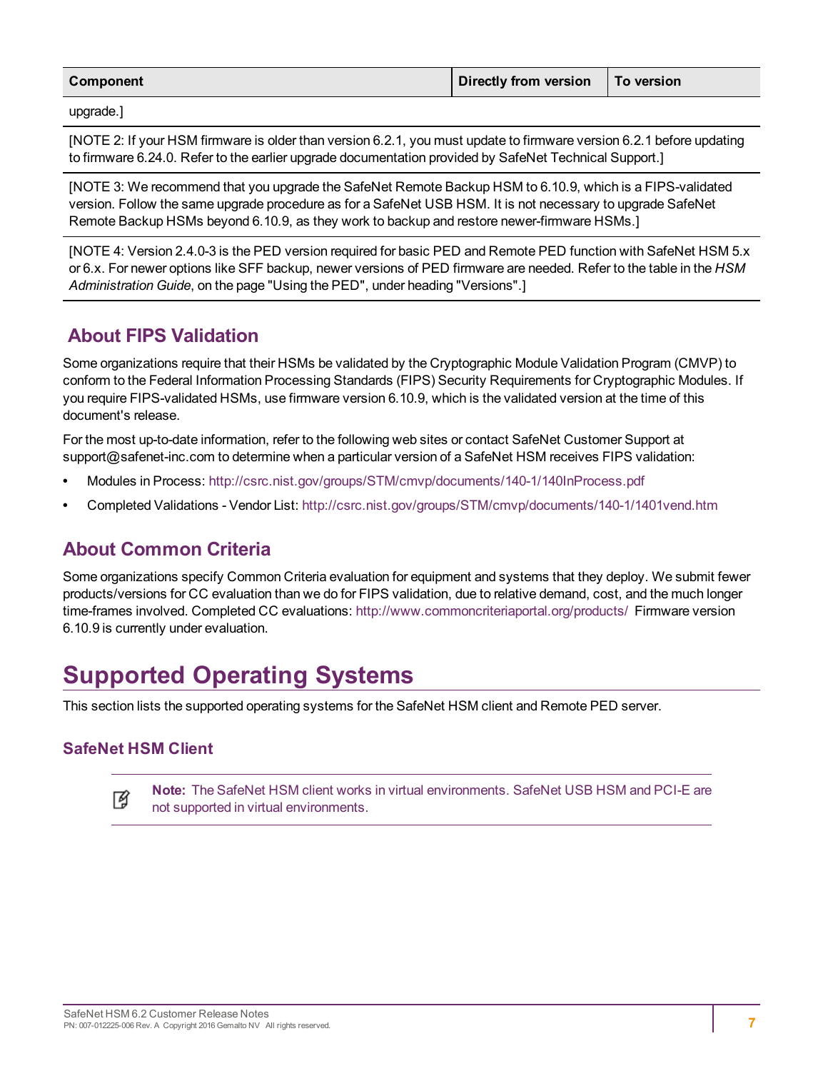| Component | Directly from version | To version |
|---|---|---|
| upgrade.] | | |
| [NOTE 2: If your HSM firmware is older than version 6.2.1, you must update to firmware version 6.2.1 before updating to firmware 6.24.0. Refer to the earlier upgrade documentation provided by SafeNet Technical Support.] | | |
| [NOTE 3: We recommend that you upgrade the SafeNet Remote Backup HSM to 6.10.9, which is a FIPS-validated version. Follow the same upgrade procedure as for a SafeNet USB HSM. It is not necessary to upgrade SafeNet Remote Backup HSMs beyond 6.10.9, as they work to backup and restore newer-firmware HSMs.] | | |
| [NOTE 4: Version 2.4.0-3 is the PED version required for basic PED and Remote PED function with SafeNet HSM 5.x or 6.x. For newer options like SFF backup, newer versions of PED firmware are needed. Refer to the table in the *HSM Administration Guide*, on the page "Using the PED", under heading "Versions".] | | |

## About FIPS Validation

Some organizations require that their HSMs be validated by the Cryptographic Module Validation Program (CMVP) to conform to the Federal Information Processing Standards (FIPS) Security Requirements for Cryptographic Modules. If you require FIPS-validated HSMs, use firmware version 6.10.9, which is the validated version at the time of this document's release.

For the most up-to-date information, refer to the following web sites or contact SafeNet Customer Support at support@safenet-inc.com to determine when a particular version of a SafeNet HSM receives FIPS validation:

- Modules in Process: http://csrc.nist.gov/groups/STM/cmvp/documents/140-1/140InProcess.pdf
- Completed Validations - Vendor List: http://csrc.nist.gov/groups/STM/cmvp/documents/140-1/1401vend.htm

## About Common Criteria

Some organizations specify Common Criteria evaluation for equipment and systems that they deploy. We submit fewer products/versions for CC evaluation than we do for FIPS validation, due to relative demand, cost, and the much longer time-frames involved. Completed CC evaluations: http://www.commoncriteriaportal.org/products/ Firmware version 6.10.9 is currently under evaluation.

# Supported Operating Systems

This section lists the supported operating systems for the SafeNet HSM client and Remote PED server.

### SafeNet HSM Client

> **Note:** The SafeNet HSM client works in virtual environments. SafeNet USB HSM and PCI-E are not supported in virtual environments.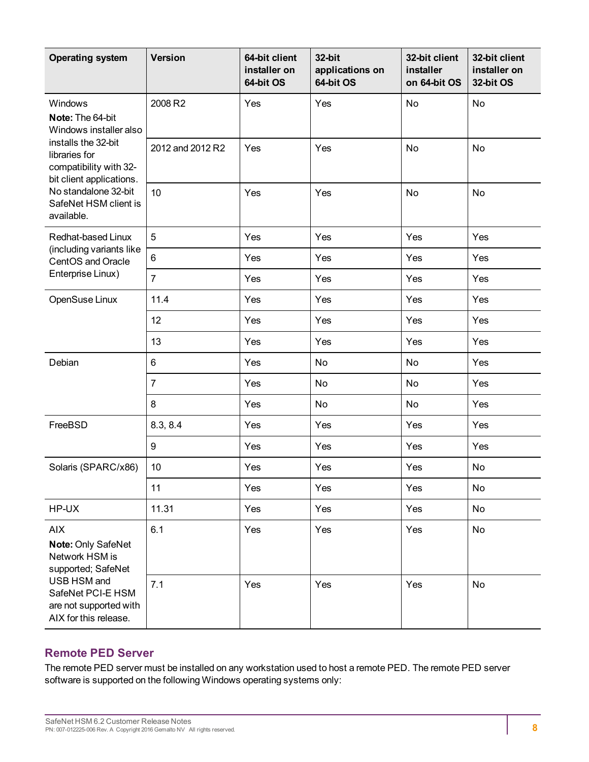| Operating system | Version | 64-bit client installer on 64-bit OS | 32-bit applications on 64-bit OS | 32-bit client installer on 64-bit OS | 32-bit client installer on 32-bit OS |
|---|---|---|---|---|---|
| Windows **Note:** The 64-bit Windows installer also installs the 32-bit libraries for compatibility with 32-bit client applications. No standalone 32-bit SafeNet HSM client is available. | 2008 R2 | Yes | Yes | No | No |
| | 2012 and 2012 R2 | Yes | Yes | No | No |
| | 10 | Yes | Yes | No | No |
| Redhat-based Linux (including variants like CentOS and Oracle Enterprise Linux) | 5 | Yes | Yes | Yes | Yes |
| | 6 | Yes | Yes | Yes | Yes |
| | 7 | Yes | Yes | Yes | Yes |
| OpenSuse Linux | 11.4 | Yes | Yes | Yes | Yes |
| | 12 | Yes | Yes | Yes | Yes |
| | 13 | Yes | Yes | Yes | Yes |
| Debian | 6 | Yes | No | No | Yes |
| | 7 | Yes | No | No | Yes |
| | 8 | Yes | No | No | Yes |
| FreeBSD | 8.3, 8.4 | Yes | Yes | Yes | Yes |
| | 9 | Yes | Yes | Yes | Yes |
| Solaris (SPARC/x86) | 10 | Yes | Yes | Yes | No |
| | 11 | Yes | Yes | Yes | No |
| HP-UX | 11.31 | Yes | Yes | Yes | No |
| AIX **Note:** Only SafeNet Network HSM is supported; SafeNet USB HSM and SafeNet PCI-E HSM are not supported with AIX for this release. | 6.1 | Yes | Yes | Yes | No |
| | 7.1 | Yes | Yes | Yes | No |

## Remote PED Server

The remote PED server must be installed on any workstation used to host a remote PED. The remote PED server software is supported on the following Windows operating systems only: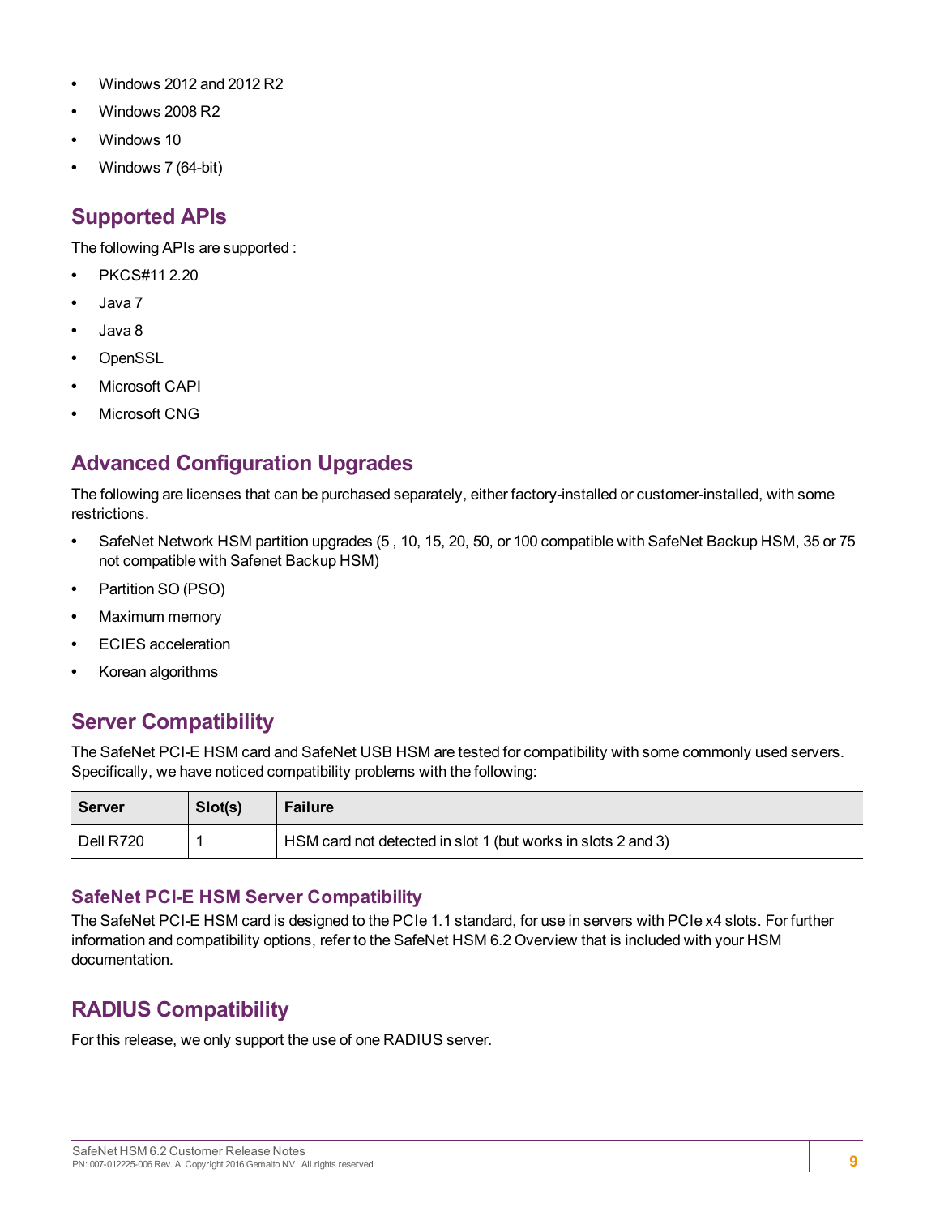- Windows 2012 and 2012 R2
- Windows 2008 R2
- Windows 10
- Windows 7 (64-bit)

## Supported APIs

The following APIs are supported :

- PKCS#11 2.20
- Java 7
- Java 8
- OpenSSL
- Microsoft CAPI
- Microsoft CNG

## Advanced Configuration Upgrades

The following are licenses that can be purchased separately, either factory-installed or customer-installed, with some restrictions.

- SafeNet Network HSM partition upgrades (5 , 10, 15, 20, 50, or 100 compatible with SafeNet Backup HSM, 35 or 75 not compatible with Safenet Backup HSM)
- Partition SO (PSO)
- Maximum memory
- ECIES acceleration
- Korean algorithms

## Server Compatibility

The SafeNet PCI-E HSM card and SafeNet USB HSM are tested for compatibility with some commonly used servers. Specifically, we have noticed compatibility problems with the following:

| Server | Slot(s) | Failure |
| --- | --- | --- |
| Dell R720 | 1 | HSM card not detected in slot 1 (but works in slots 2 and 3) |

### SafeNet PCI-E HSM Server Compatibility

The SafeNet PCI-E HSM card is designed to the PCIe 1.1 standard, for use in servers with PCIe x4 slots. For further information and compatibility options, refer to the SafeNet HSM 6.2 Overview that is included with your HSM documentation.

## RADIUS Compatibility

For this release, we only support the use of one RADIUS server.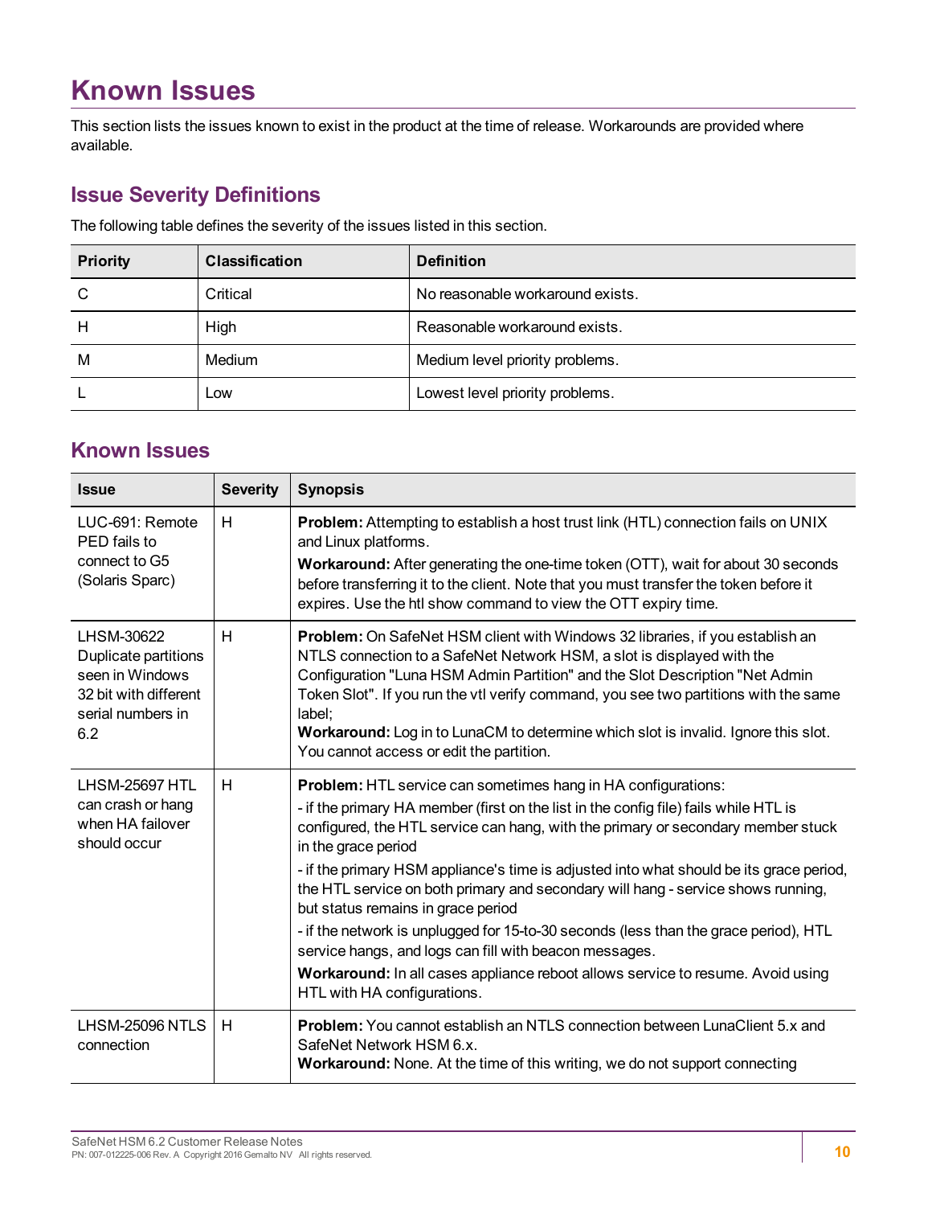# Known Issues

This section lists the issues known to exist in the product at the time of release. Workarounds are provided where available.

## Issue Severity Definitions

The following table defines the severity of the issues listed in this section.

| Priority | Classification | Definition |
|---|---|---|
| C | Critical | No reasonable workaround exists. |
| H | High | Reasonable workaround exists. |
| M | Medium | Medium level priority problems. |
| L | Low | Lowest level priority problems. |

## Known Issues

| Issue | Severity | Synopsis |
|---|---|---|
| LUC-691: Remote PED fails to connect to G5 (Solaris Sparc) | H | **Problem:** Attempting to establish a host trust link (HTL) connection fails on UNIX and Linux platforms.<br>**Workaround:** After generating the one-time token (OTT), wait for about 30 seconds before transferring it to the client. Note that you must transfer the token before it expires. Use the htl show command to view the OTT expiry time. |
| LHSM-30622 Duplicate partitions seen in Windows 32 bit with different serial numbers in 6.2 | H | **Problem:** On SafeNet HSM client with Windows 32 libraries, if you establish an NTLS connection to a SafeNet Network HSM, a slot is displayed with the Configuration "Luna HSM Admin Partition" and the Slot Description "Net Admin Token Slot". If you run the vtl verify command, you see two partitions with the same label;<br>**Workaround:** Log in to LunaCM to determine which slot is invalid. Ignore this slot. You cannot access or edit the partition. |
| LHSM-25697 HTL can crash or hang when HA failover should occur | H | **Problem:** HTL service can sometimes hang in HA configurations:<br>- if the primary HA member (first on the list in the config file) fails while HTL is configured, the HTL service can hang, with the primary or secondary member stuck in the grace period<br>- if the primary HSM appliance's time is adjusted into what should be its grace period, the HTL service on both primary and secondary will hang - service shows running, but status remains in grace period<br>- if the network is unplugged for 15-to-30 seconds (less than the grace period), HTL service hangs, and logs can fill with beacon messages.<br>**Workaround:** In all cases appliance reboot allows service to resume. Avoid using HTL with HA configurations. |
| LHSM-25096 NTLS connection | H | **Problem:** You cannot establish an NTLS connection between LunaClient 5.x and SafeNet Network HSM 6.x.<br>**Workaround:** None. At the time of this writing, we do not support connecting |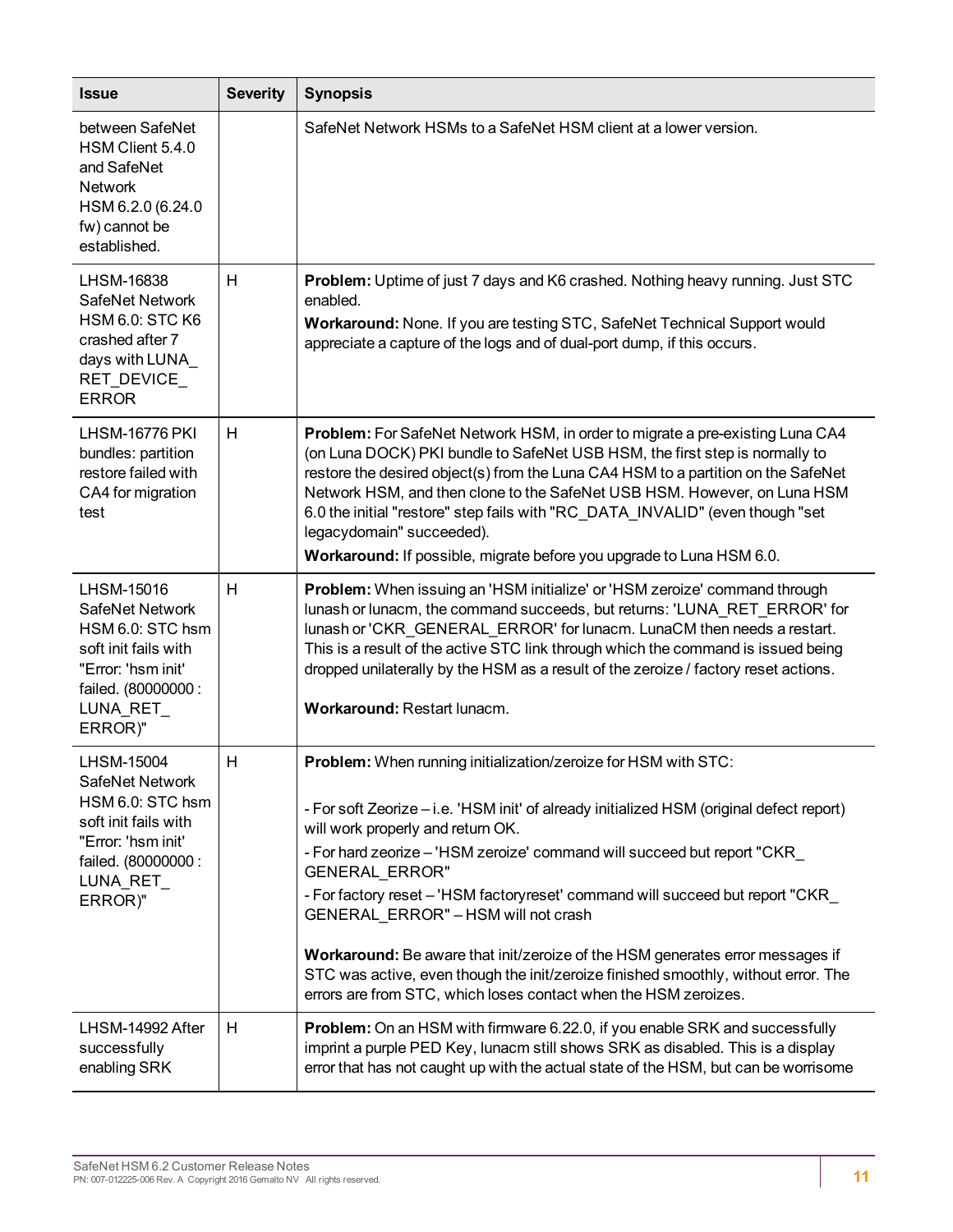| Issue | Severity | Synopsis |
| --- | --- | --- |
| between SafeNet HSM Client 5.4.0 and SafeNet Network HSM 6.2.0 (6.24.0 fw) cannot be established. | | SafeNet Network HSMs to a SafeNet HSM client at a lower version. |
| LHSM-16838 SafeNet Network HSM 6.0: STC K6 crashed after 7 days with LUNA_RET_DEVICE_ERROR | H | **Problem:** Uptime of just 7 days and K6 crashed. Nothing heavy running. Just STC enabled.<br>**Workaround:** None. If you are testing STC, SafeNet Technical Support would appreciate a capture of the logs and of dual-port dump, if this occurs. |
| LHSM-16776 PKI bundles: partition restore failed with CA4 for migration test | H | **Problem:** For SafeNet Network HSM, in order to migrate a pre-existing Luna CA4 (on Luna DOCK) PKI bundle to SafeNet USB HSM, the first step is normally to restore the desired object(s) from the Luna CA4 HSM to a partition on the SafeNet Network HSM, and then clone to the SafeNet USB HSM. However, on Luna HSM 6.0 the initial "restore" step fails with "RC_DATA_INVALID" (even though "set legacydomain" succeeded).<br>**Workaround:** If possible, migrate before you upgrade to Luna HSM 6.0. |
| LHSM-15016 SafeNet Network HSM 6.0: STC hsm soft init fails with "Error: 'hsm init' failed. (80000000 : LUNA_RET_ERROR)" | H | **Problem:** When issuing an 'HSM initialize' or 'HSM zeroize' command through lunash or lunacm, the command succeeds, but returns: 'LUNA_RET_ERROR' for lunash or 'CKR_GENERAL_ERROR' for lunacm. LunaCM then needs a restart. This is a result of the active STC link through which the command is issued being dropped unilaterally by the HSM as a result of the zeroize / factory reset actions.<br><br>**Workaround:** Restart lunacm. |
| LHSM-15004 SafeNet Network HSM 6.0: STC hsm soft init fails with "Error: 'hsm init' failed. (80000000 : LUNA_RET_ERROR)" | H | **Problem:** When running initialization/zeroize for HSM with STC:<br><br>- For soft Zeorize – i.e. 'HSM init' of already initialized HSM (original defect report) will work properly and return OK.<br>- For hard zeorize – 'HSM zeroize' command will succeed but report "CKR_GENERAL_ERROR"<br>- For factory reset – 'HSM factoryreset' command will succeed but report "CKR_GENERAL_ERROR" – HSM will not crash<br><br>**Workaround:** Be aware that init/zeroize of the HSM generates error messages if STC was active, even though the init/zeroize finished smoothly, without error. The errors are from STC, which loses contact when the HSM zeroizes. |
| LHSM-14992 After successfully enabling SRK | H | **Problem:** On an HSM with firmware 6.22.0, if you enable SRK and successfully imprint a purple PED Key, lunacm still shows SRK as disabled. This is a display error that has not caught up with the actual state of the HSM, but can be worrisome |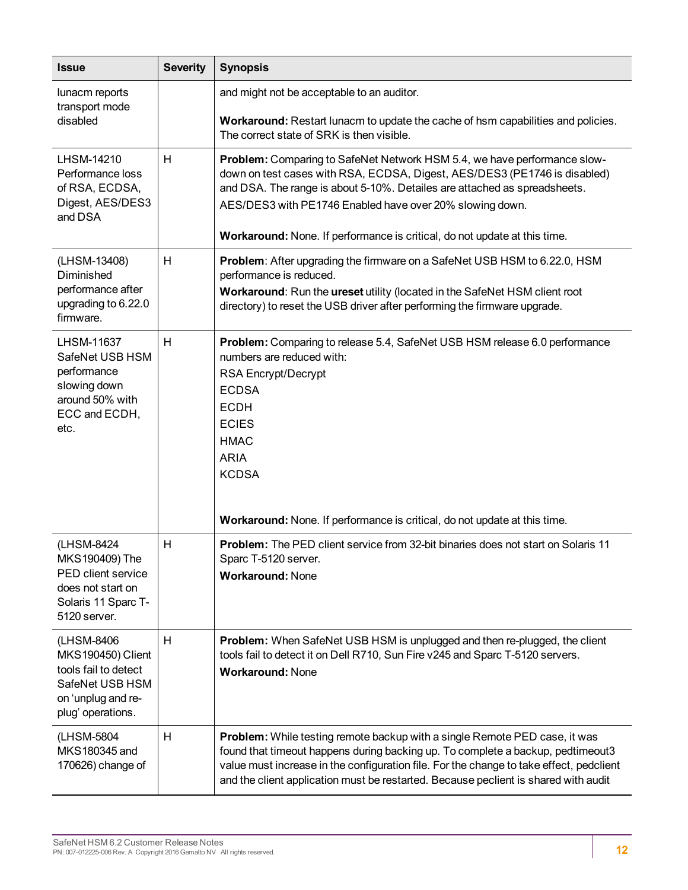| Issue | Severity | Synopsis |
|---|---|---|
| lunacm reports transport mode disabled | | and might not be acceptable to an auditor.<br><br>**Workaround:** Restart lunacm to update the cache of hsm capabilities and policies. The correct state of SRK is then visible. |
| LHSM-14210 Performance loss of RSA, ECDSA, Digest, AES/DES3 and DSA | H | **Problem:** Comparing to SafeNet Network HSM 5.4, we have performance slow-down on test cases with RSA, ECDSA, Digest, AES/DES3 (PE1746 is disabled) and DSA. The range is about 5-10%. Detailes are attached as spreadsheets.<br>AES/DES3 with PE1746 Enabled have over 20% slowing down.<br><br>**Workaround:** None. If performance is critical, do not update at this time. |
| (LHSM-13408) Diminished performance after upgrading to 6.22.0 firmware. | H | **Problem**: After upgrading the firmware on a SafeNet USB HSM to 6.22.0, HSM performance is reduced.<br>**Workaround**: Run the **ureset** utility (located in the SafeNet HSM client root directory) to reset the USB driver after performing the firmware upgrade. |
| LHSM-11637 SafeNet USB HSM performance slowing down around 50% with ECC and ECDH, etc. | H | **Problem:** Comparing to release 5.4, SafeNet USB HSM release 6.0 performance numbers are reduced with:<br>RSA Encrypt/Decrypt<br>ECDSA<br>ECDH<br>ECIES<br>HMAC<br>ARIA<br>KCDSA<br><br>**Workaround:** None. If performance is critical, do not update at this time. |
| (LHSM-8424 MKS190409) The PED client service does not start on Solaris 11 Sparc T-5120 server. | H | **Problem:** The PED client service from 32-bit binaries does not start on Solaris 11 Sparc T-5120 server.<br>**Workaround:** None |
| (LHSM-8406 MKS190450) Client tools fail to detect SafeNet USB HSM on 'unplug and re-plug' operations. | H | **Problem:** When SafeNet USB HSM is unplugged and then re-plugged, the client tools fail to detect it on Dell R710, Sun Fire v245 and Sparc T-5120 servers.<br>**Workaround:** None |
| (LHSM-5804 MKS180345 and 170626) change of | H | **Problem:** While testing remote backup with a single Remote PED case, it was found that timeout happens during backing up. To complete a backup, pedtimeout3 value must increase in the configuration file. For the change to take effect, pedclient and the client application must be restarted. Because peclient is shared with audit |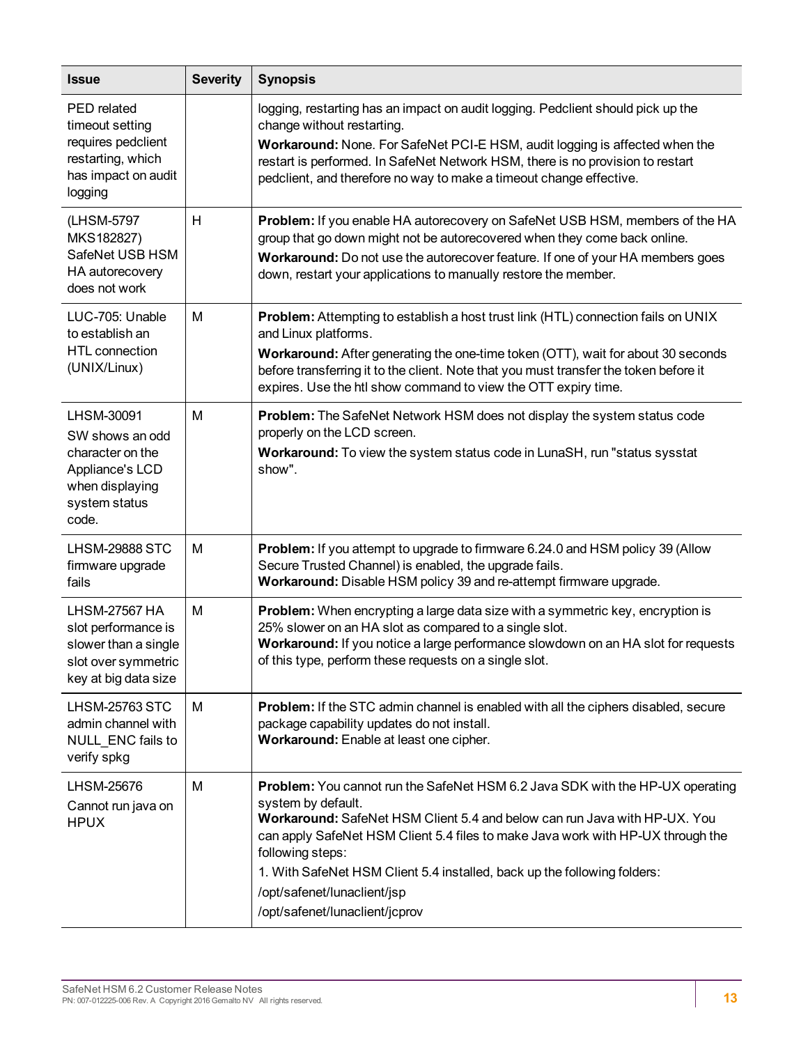| Issue | Severity | Synopsis |
|---|---|---|
| PED related timeout setting requires pedclient restarting, which has impact on audit logging | | logging, restarting has an impact on audit logging. Pedclient should pick up the change without restarting.<br>**Workaround:** None. For SafeNet PCI-E HSM, audit logging is affected when the restart is performed. In SafeNet Network HSM, there is no provision to restart pedclient, and therefore no way to make a timeout change effective. |
| (LHSM-5797 MKS182827) SafeNet USB HSM HA autorecovery does not work | H | **Problem:** If you enable HA autorecovery on SafeNet USB HSM, members of the HA group that go down might not be autorecovered when they come back online.<br>**Workaround:** Do not use the autorecover feature. If one of your HA members goes down, restart your applications to manually restore the member. |
| LUC-705: Unable to establish an HTL connection (UNIX/Linux) | M | **Problem:** Attempting to establish a host trust link (HTL) connection fails on UNIX and Linux platforms.<br>**Workaround:** After generating the one-time token (OTT), wait for about 30 seconds before transferring it to the client. Note that you must transfer the token before it expires. Use the htl show command to view the OTT expiry time. |
| LHSM-30091 SW shows an odd character on the Appliance's LCD when displaying system status code. | M | **Problem:** The SafeNet Network HSM does not display the system status code properly on the LCD screen.<br>**Workaround:** To view the system status code in LunaSH, run "status sysstat show". |
| LHSM-29888 STC firmware upgrade fails | M | **Problem:** If you attempt to upgrade to firmware 6.24.0 and HSM policy 39 (Allow Secure Trusted Channel) is enabled, the upgrade fails.<br>**Workaround:** Disable HSM policy 39 and re-attempt firmware upgrade. |
| LHSM-27567 HA slot performance is slower than a single slot over symmetric key at big data size | M | **Problem:** When encrypting a large data size with a symmetric key, encryption is 25% slower on an HA slot as compared to a single slot.<br>**Workaround:** If you notice a large performance slowdown on an HA slot for requests of this type, perform these requests on a single slot. |
| LHSM-25763 STC admin channel with NULL_ENC fails to verify spkg | M | **Problem:** If the STC admin channel is enabled with all the ciphers disabled, secure package capability updates do not install.<br>**Workaround:** Enable at least one cipher. |
| LHSM-25676 Cannot run java on HPUX | M | **Problem:** You cannot run the SafeNet HSM 6.2 Java SDK with the HP-UX operating system by default.<br>**Workaround:** SafeNet HSM Client 5.4 and below can run Java with HP-UX. You can apply SafeNet HSM Client 5.4 files to make Java work with HP-UX through the following steps:<br>1. With SafeNet HSM Client 5.4 installed, back up the following folders:<br>/opt/safenet/lunaclient/jsp<br>/opt/safenet/lunaclient/jcprov |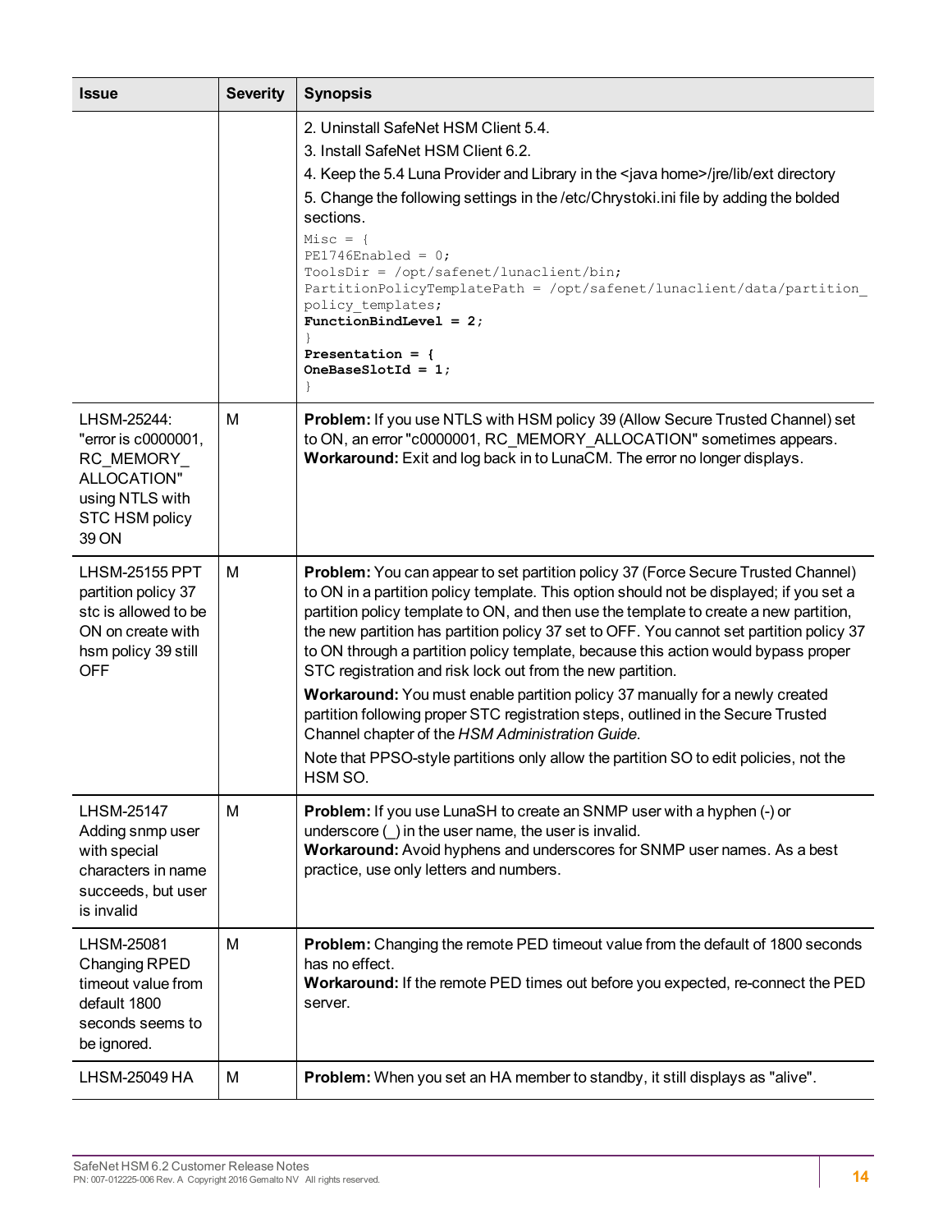| Issue | Severity | Synopsis |
|---|---|---|
| | | 2. Uninstall SafeNet HSM Client 5.4.<br>3. Install SafeNet HSM Client 6.2.<br>4. Keep the 5.4 Luna Provider and Library in the <java home>/jre/lib/ext directory<br>5. Change the following settings in the /etc/Chrystoki.ini file by adding the bolded sections.<br>`Misc = {`<br>`PE1746Enabled = 0;`<br>`ToolsDir = /opt/safenet/lunaclient/bin;`<br>`PartitionPolicyTemplatePath = /opt/safenet/lunaclient/data/partition_policy_templates;`<br>**`FunctionBindLevel = 2;`**<br>`}`<br>**`Presentation = {`**<br>**`OneBaseSlotId = 1;`**<br>`}` |
| LHSM-25244: "error is c0000001, RC_MEMORY_ALLOCATION" using NTLS with STC HSM policy 39 ON | M | **Problem:** If you use NTLS with HSM policy 39 (Allow Secure Trusted Channel) set to ON, an error "c0000001, RC_MEMORY_ALLOCATION" sometimes appears.<br>**Workaround:** Exit and log back in to LunaCM. The error no longer displays. |
| LHSM-25155 PPT partition policy 37 stc is allowed to be ON on create with hsm policy 39 still OFF | M | **Problem:** You can appear to set partition policy 37 (Force Secure Trusted Channel) to ON in a partition policy template. This option should not be displayed; if you set a partition policy template to ON, and then use the template to create a new partition, the new partition has partition policy 37 set to OFF. You cannot set partition policy 37 to ON through a partition policy template, because this action would bypass proper STC registration and risk lock out from the new partition.<br>**Workaround:** You must enable partition policy 37 manually for a newly created partition following proper STC registration steps, outlined in the Secure Trusted Channel chapter of the *HSM Administration Guide*.<br>Note that PPSO-style partitions only allow the partition SO to edit policies, not the HSM SO. |
| LHSM-25147 Adding snmp user with special characters in name succeeds, but user is invalid | M | **Problem:** If you use LunaSH to create an SNMP user with a hyphen (-) or underscore (_) in the user name, the user is invalid.<br>**Workaround:** Avoid hyphens and underscores for SNMP user names. As a best practice, use only letters and numbers. |
| LHSM-25081 Changing RPED timeout value from default 1800 seconds seems to be ignored. | M | **Problem:** Changing the remote PED timeout value from the default of 1800 seconds has no effect.<br>**Workaround:** If the remote PED times out before you expected, re-connect the PED server. |
| LHSM-25049 HA | M | **Problem:** When you set an HA member to standby, it still displays as "alive". |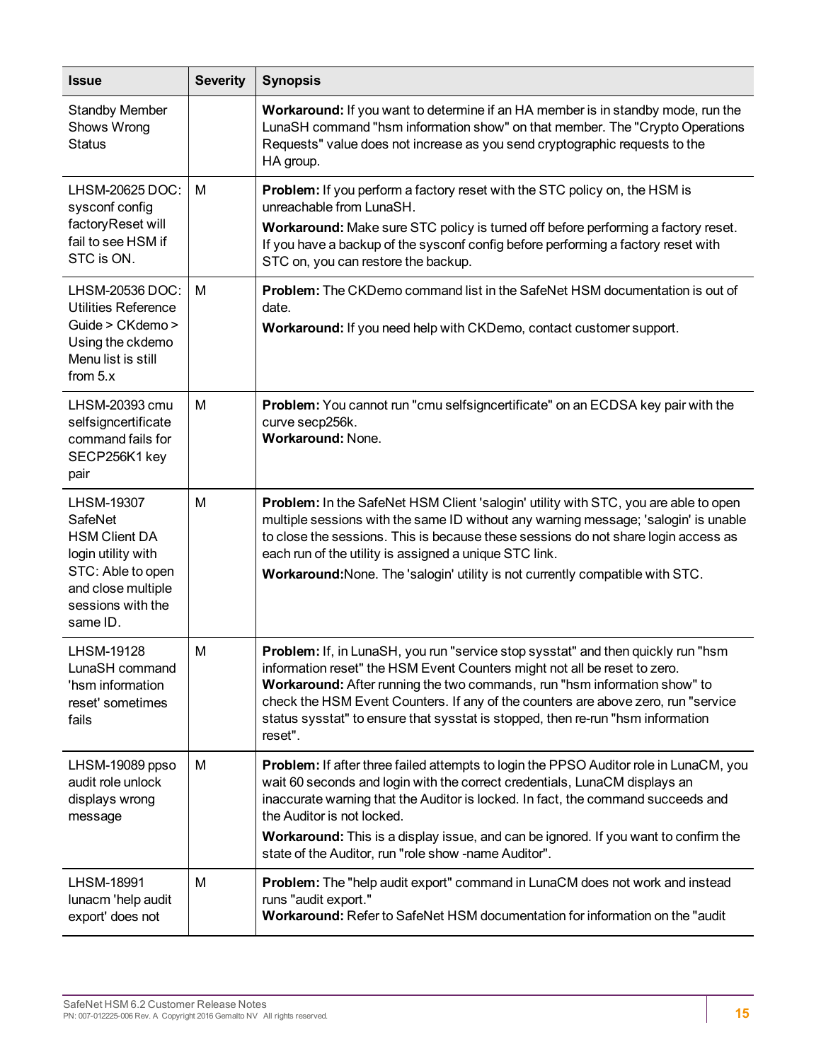| Issue | Severity | Synopsis |
|---|---|---|
| Standby Member Shows Wrong Status | | **Workaround:** If you want to determine if an HA member is in standby mode, run the LunaSH command "hsm information show" on that member. The "Crypto Operations Requests" value does not increase as you send cryptographic requests to the HA group. |
| LHSM-20625 DOC: sysconf config factoryReset will fail to see HSM if STC is ON. | M | **Problem:** If you perform a factory reset with the STC policy on, the HSM is unreachable from LunaSH.<br>**Workaround:** Make sure STC policy is turned off before performing a factory reset. If you have a backup of the sysconf config before performing a factory reset with STC on, you can restore the backup. |
| LHSM-20536 DOC: Utilities Reference Guide > CKdemo > Using the ckdemo Menu list is still from 5.x | M | **Problem:** The CKDemo command list in the SafeNet HSM documentation is out of date.<br>**Workaround:** If you need help with CKDemo, contact customer support. |
| LHSM-20393 cmu selfsigncertificate command fails for SECP256K1 key pair | M | **Problem:** You cannot run "cmu selfsigncertificate" on an ECDSA key pair with the curve secp256k.<br>**Workaround:** None. |
| LHSM-19307 SafeNet HSM Client DA login utility with STC: Able to open and close multiple sessions with the same ID. | M | **Problem:** In the SafeNet HSM Client 'salogin' utility with STC, you are able to open multiple sessions with the same ID without any warning message; 'salogin' is unable to close the sessions. This is because these sessions do not share login access as each run of the utility is assigned a unique STC link.<br>**Workaround:**None. The 'salogin' utility is not currently compatible with STC. |
| LHSM-19128 LunaSH command 'hsm information reset' sometimes fails | M | **Problem:** If, in LunaSH, you run "service stop sysstat" and then quickly run "hsm information reset" the HSM Event Counters might not all be reset to zero.<br>**Workaround:** After running the two commands, run "hsm information show" to check the HSM Event Counters. If any of the counters are above zero, run "service status sysstat" to ensure that sysstat is stopped, then re-run "hsm information reset". |
| LHSM-19089 ppso audit role unlock displays wrong message | M | **Problem:** If after three failed attempts to login the PPSO Auditor role in LunaCM, you wait 60 seconds and login with the correct credentials, LunaCM displays an inaccurate warning that the Auditor is locked. In fact, the command succeeds and the Auditor is not locked.<br>**Workaround:** This is a display issue, and can be ignored. If you want to confirm the state of the Auditor, run "role show -name Auditor". |
| LHSM-18991 lunacm 'help audit export' does not | M | **Problem:** The "help audit export" command in LunaCM does not work and instead runs "audit export."<br>**Workaround:** Refer to SafeNet HSM documentation for information on the "audit |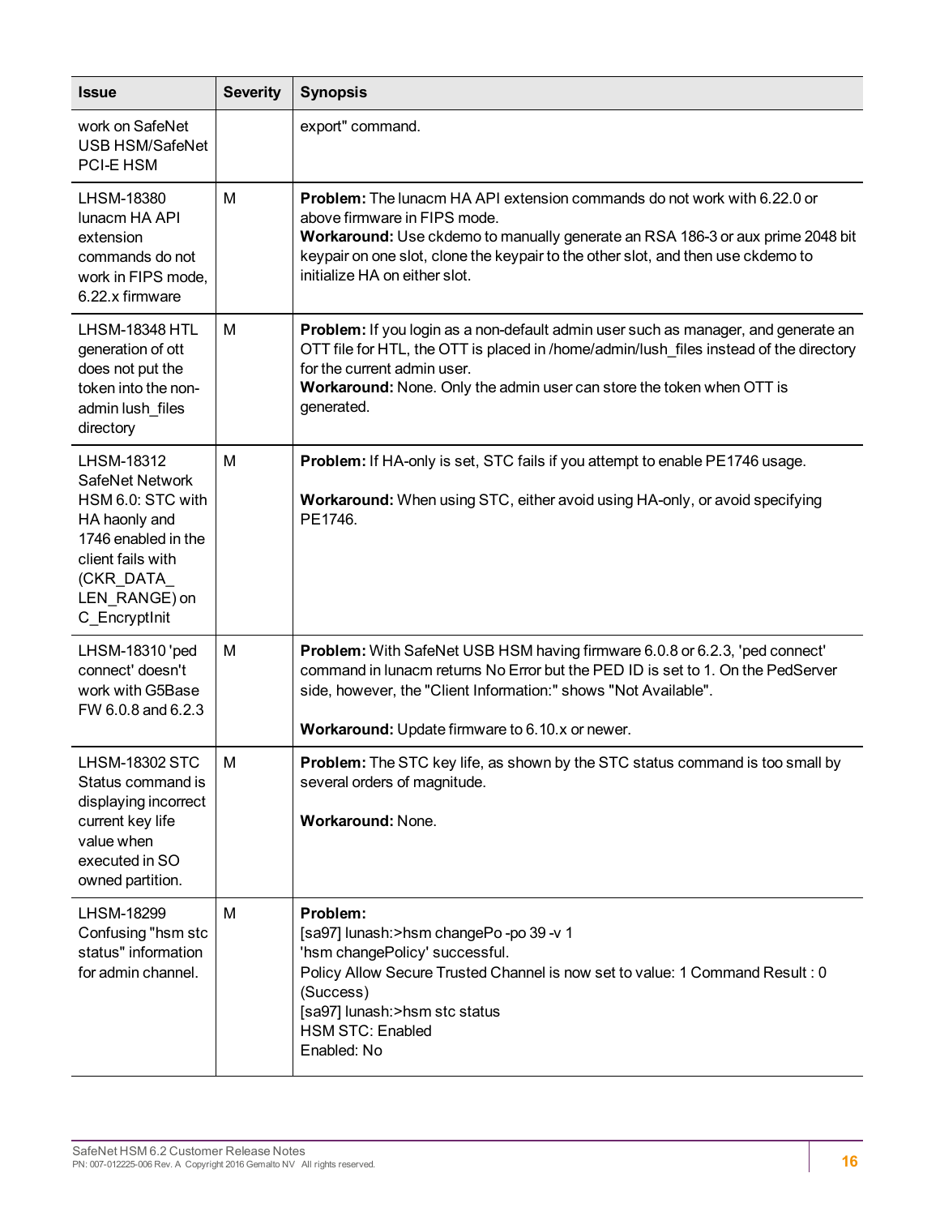| Issue | Severity | Synopsis |
|---|---|---|
| work on SafeNet USB HSM/SafeNet PCI-E HSM | | export" command. |
| LHSM-18380 lunacm HA API extension commands do not work in FIPS mode, 6.22.x firmware | M | **Problem:** The lunacm HA API extension commands do not work with 6.22.0 or above firmware in FIPS mode.<br>**Workaround:** Use ckdemo to manually generate an RSA 186-3 or aux prime 2048 bit keypair on one slot, clone the keypair to the other slot, and then use ckdemo to initialize HA on either slot. |
| LHSM-18348 HTL generation of ott does not put the token into the non-admin lush_files directory | M | **Problem:** If you login as a non-default admin user such as manager, and generate an OTT file for HTL, the OTT is placed in /home/admin/lush_files instead of the directory for the current admin user.<br>**Workaround:** None. Only the admin user can store the token when OTT is generated. |
| LHSM-18312 SafeNet Network HSM 6.0: STC with HA haonly and 1746 enabled in the client fails with (CKR_DATA_ LEN_RANGE) on C_EncryptInit | M | **Problem:** If HA-only is set, STC fails if you attempt to enable PE1746 usage.<br><br>**Workaround:** When using STC, either avoid using HA-only, or avoid specifying PE1746. |
| LHSM-18310 'ped connect' doesn't work with G5Base FW 6.0.8 and 6.2.3 | M | **Problem:** With SafeNet USB HSM having firmware 6.0.8 or 6.2.3, 'ped connect' command in lunacm returns No Error but the PED ID is set to 1. On the PedServer side, however, the "Client Information:" shows "Not Available".<br><br>**Workaround:** Update firmware to 6.10.x or newer. |
| LHSM-18302 STC Status command is displaying incorrect current key life value when executed in SO owned partition. | M | **Problem:** The STC key life, as shown by the STC status command is too small by several orders of magnitude.<br><br>**Workaround:** None. |
| LHSM-18299 Confusing "hsm stc status" information for admin channel. | M | **Problem:**<br>[sa97] lunash:>hsm changePo -po 39 -v 1<br>'hsm changePolicy' successful.<br>Policy Allow Secure Trusted Channel is now set to value: 1 Command Result : 0 (Success)<br>[sa97] lunash:>hsm stc status<br>HSM STC: Enabled<br>Enabled: No |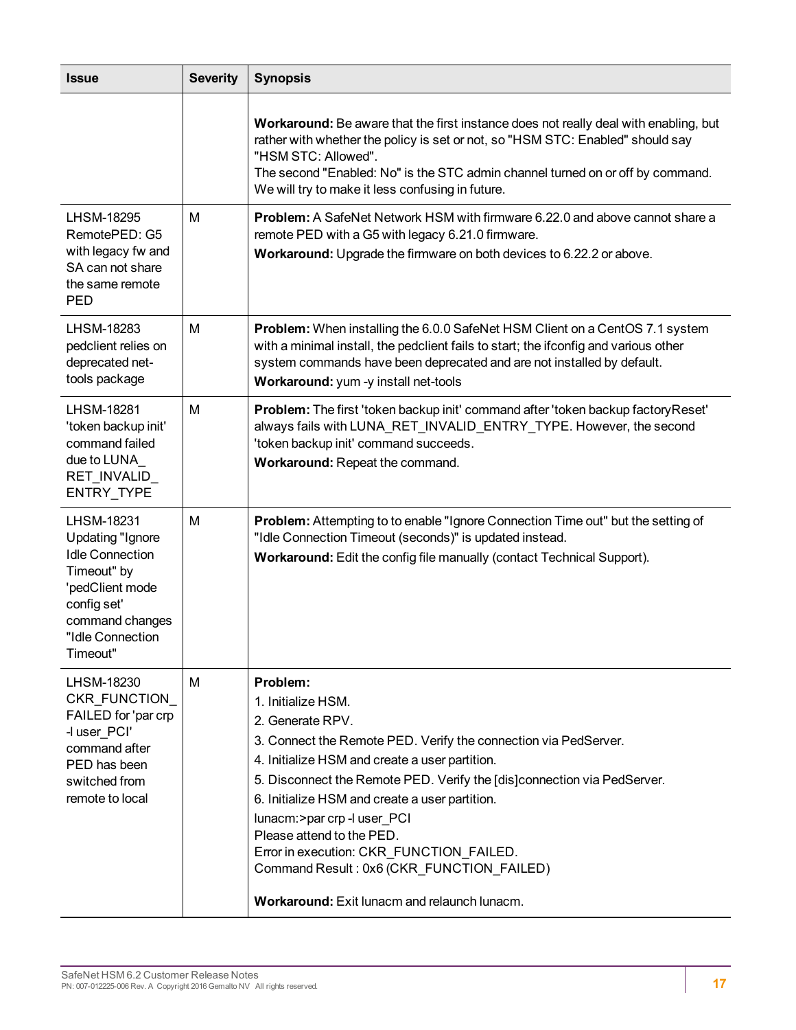| Issue | Severity | Synopsis |
| --- | --- | --- |
| | | **Workaround:** Be aware that the first instance does not really deal with enabling, but rather with whether the policy is set or not, so "HSM STC: Enabled" should say "HSM STC: Allowed".<br>The second "Enabled: No" is the STC admin channel turned on or off by command. We will try to make it less confusing in future. |
| LHSM-18295 RemotePED: G5 with legacy fw and SA can not share the same remote PED | M | **Problem:** A SafeNet Network HSM with firmware 6.22.0 and above cannot share a remote PED with a G5 with legacy 6.21.0 firmware.<br>**Workaround:** Upgrade the firmware on both devices to 6.22.2 or above. |
| LHSM-18283 pedclient relies on deprecated net-tools package | M | **Problem:** When installing the 6.0.0 SafeNet HSM Client on a CentOS 7.1 system with a minimal install, the pedclient fails to start; the ifconfig and various other system commands have been deprecated and are not installed by default.<br>**Workaround:** yum -y install net-tools |
| LHSM-18281 'token backup init' command failed due to LUNA_ RET_INVALID_ ENTRY_TYPE | M | **Problem:** The first 'token backup init' command after 'token backup factoryReset' always fails with LUNA_RET_INVALID_ENTRY_TYPE. However, the second 'token backup init' command succeeds.<br>**Workaround:** Repeat the command. |
| LHSM-18231 Updating "Ignore Idle Connection Timeout" by 'pedClient mode config set' command changes "Idle Connection Timeout" | M | **Problem:** Attempting to to enable "Ignore Connection Time out" but the setting of "Idle Connection Timeout (seconds)" is updated instead.<br>**Workaround:** Edit the config file manually (contact Technical Support). |
| LHSM-18230 CKR_FUNCTION_ FAILED for 'par crp -l user_PCI' command after PED has been switched from remote to local | M | **Problem:**<br>1. Initialize HSM.<br>2. Generate RPV.<br>3. Connect the Remote PED. Verify the connection via PedServer.<br>4. Initialize HSM and create a user partition.<br>5. Disconnect the Remote PED. Verify the [dis]connection via PedServer.<br>6. Initialize HSM and create a user partition.<br>lunacm:>par crp -l user_PCI<br>Please attend to the PED.<br>Error in execution: CKR_FUNCTION_FAILED.<br>Command Result : 0x6 (CKR_FUNCTION_FAILED)<br><br>**Workaround:** Exit lunacm and relaunch lunacm. |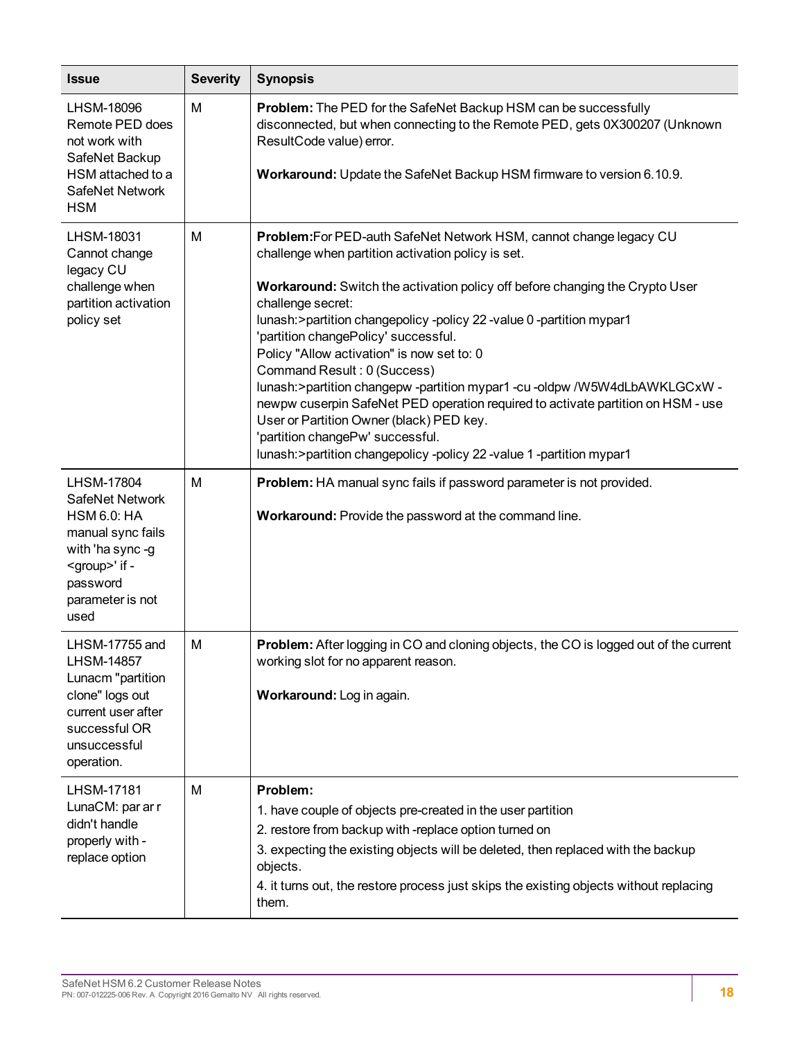| Issue | Severity | Synopsis |
| --- | --- | --- |
| LHSM-18096 Remote PED does not work with SafeNet Backup HSM attached to a SafeNet Network HSM | M | **Problem:** The PED for the SafeNet Backup HSM can be successfully disconnected, but when connecting to the Remote PED, gets 0X300207 (Unknown ResultCode value) error.<br><br>**Workaround:** Update the SafeNet Backup HSM firmware to version 6.10.9. |
| LHSM-18031 Cannot change legacy CU challenge when partition activation policy set | M | **Problem:**For PED-auth SafeNet Network HSM, cannot change legacy CU challenge when partition activation policy is set.<br><br>**Workaround:** Switch the activation policy off before changing the Crypto User challenge secret:<br>lunash:>partition changepolicy -policy 22 -value 0 -partition mypar1<br>'partition changePolicy' successful.<br>Policy "Allow activation" is now set to: 0<br>Command Result : 0 (Success)<br>lunash:>partition changepw -partition mypar1 -cu -oldpw /W5W4dLbAWKLGCxW -newpw cuserpin SafeNet PED operation required to activate partition on HSM - use User or Partition Owner (black) PED key.<br>'partition changePw' successful.<br>lunash:>partition changepolicy -policy 22 -value 1 -partition mypar1 |
| LHSM-17804 SafeNet Network HSM 6.0: HA manual sync fails with 'ha sync -g <group>' if -password parameter is not used | M | **Problem:** HA manual sync fails if password parameter is not provided.<br><br>**Workaround:** Provide the password at the command line. |
| LHSM-17755 and LHSM-14857 Lunacm "partition clone" logs out current user after successful OR unsuccessful operation. | M | **Problem:** After logging in CO and cloning objects, the CO is logged out of the current working slot for no apparent reason.<br><br>**Workaround:** Log in again. |
| LHSM-17181 LunaCM: par ar r didn't handle properly with -replace option | M | **Problem:**<br>1. have couple of objects pre-created in the user partition<br>2. restore from backup with -replace option turned on<br>3. expecting the existing objects will be deleted, then replaced with the backup objects.<br>4. it turns out, the restore process just skips the existing objects without replacing them. |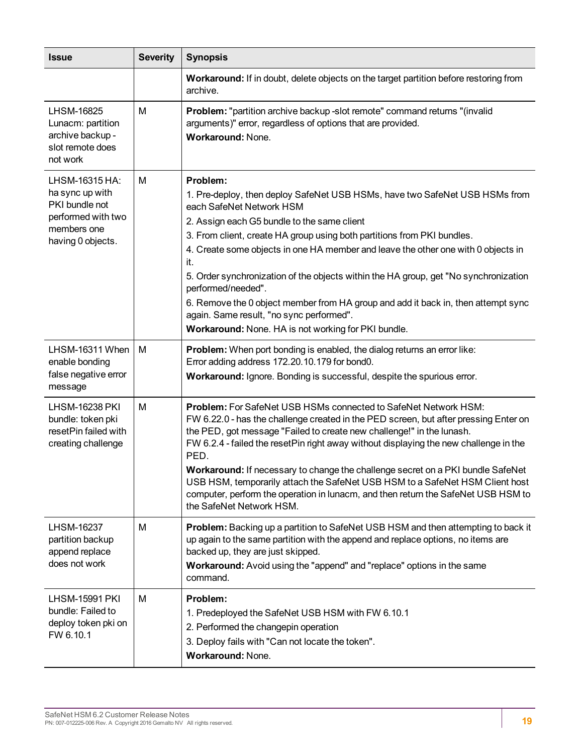| Issue | Severity | Synopsis |
| --- | --- | --- |
| | | **Workaround:** If in doubt, delete objects on the target partition before restoring from archive. |
| LHSM-16825 Lunacm: partition archive backup -slot remote does not work | M | **Problem:** "partition archive backup -slot remote" command returns "(invalid arguments)" error, regardless of options that are provided.<br>**Workaround:** None. |
| LHSM-16315 HA: ha sync up with PKI bundle not performed with two members one having 0 objects. | M | **Problem:**<br>1. Pre-deploy, then deploy SafeNet USB HSMs, have two SafeNet USB HSMs from each SafeNet Network HSM<br>2. Assign each G5 bundle to the same client<br>3. From client, create HA group using both partitions from PKI bundles.<br>4. Create some objects in one HA member and leave the other one with 0 objects in it.<br>5. Order synchronization of the objects within the HA group, get "No synchronization performed/needed".<br>6. Remove the 0 object member from HA group and add it back in, then attempt sync again. Same result, "no sync performed".<br>**Workaround:** None. HA is not working for PKI bundle. |
| LHSM-16311 When enable bonding false negative error message | M | **Problem:** When port bonding is enabled, the dialog returns an error like:<br>Error adding address 172.20.10.179 for bond0.<br>**Workaround:** Ignore. Bonding is successful, despite the spurious error. |
| LHSM-16238 PKI bundle: token pki resetPin failed with creating challenge | M | **Problem:** For SafeNet USB HSMs connected to SafeNet Network HSM:<br>FW 6.22.0 - has the challenge created in the PED screen, but after pressing Enter on the PED, got message "Failed to create new challenge!" in the lunash.<br>FW 6.2.4 - failed the resetPin right away without displaying the new challenge in the PED.<br>**Workaround:** If necessary to change the challenge secret on a PKI bundle SafeNet USB HSM, temporarily attach the SafeNet USB HSM to a SafeNet HSM Client host computer, perform the operation in lunacm, and then return the SafeNet USB HSM to the SafeNet Network HSM. |
| LHSM-16237 partition backup append replace does not work | M | **Problem:** Backing up a partition to SafeNet USB HSM and then attempting to back it up again to the same partition with the append and replace options, no items are backed up, they are just skipped.<br>**Workaround:** Avoid using the "append" and "replace" options in the same command. |
| LHSM-15991 PKI bundle: Failed to deploy token pki on FW 6.10.1 | M | **Problem:**<br>1. Predeployed the SafeNet USB HSM with FW 6.10.1<br>2. Performed the changepin operation<br>3. Deploy fails with "Can not locate the token".<br>**Workaround:** None. |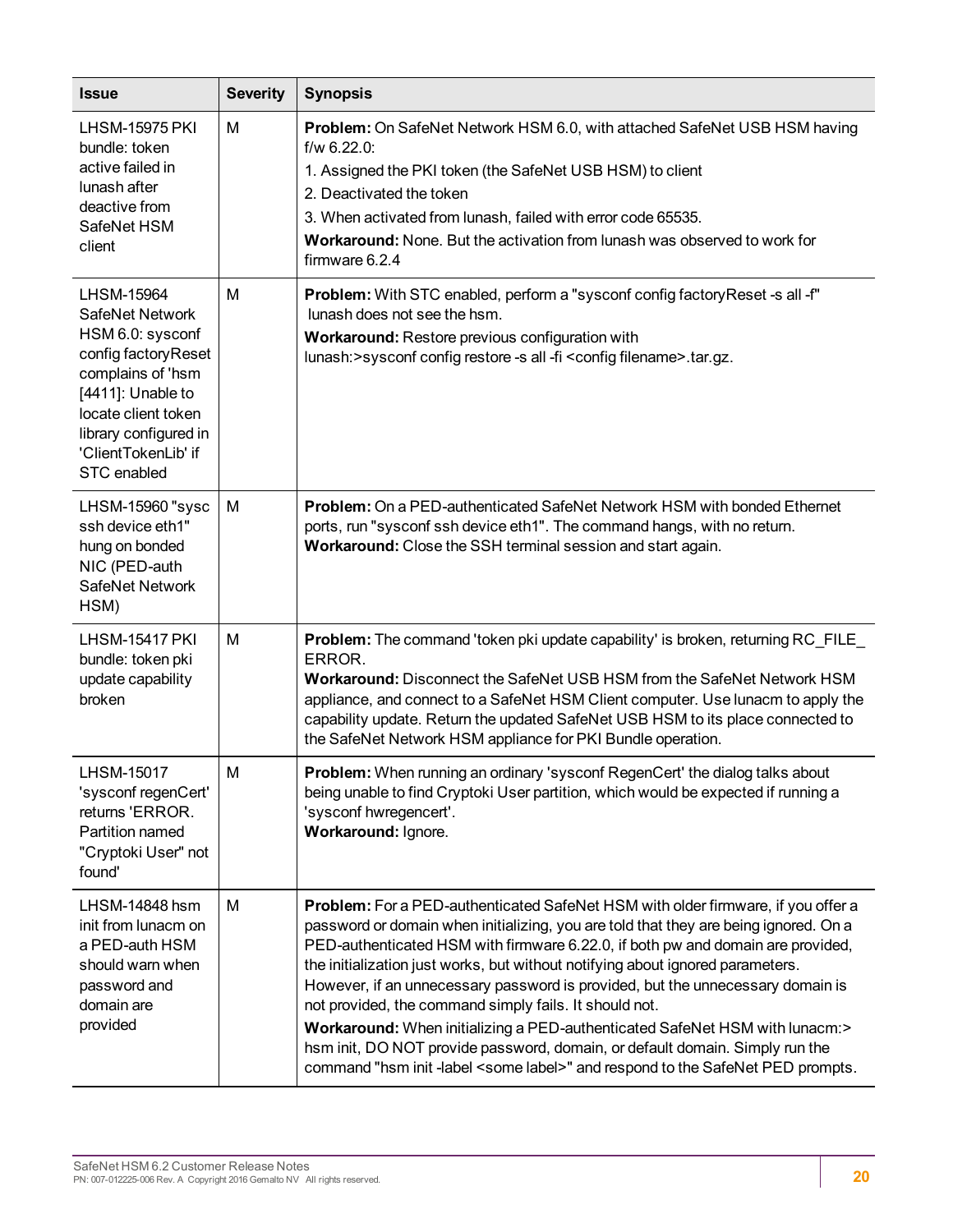| Issue | Severity | Synopsis |
| --- | --- | --- |
| LHSM-15975 PKI bundle: token active failed in lunash after deactive from SafeNet HSM client | M | **Problem:** On SafeNet Network HSM 6.0, with attached SafeNet USB HSM having f/w 6.22.0:<br>1. Assigned the PKI token (the SafeNet USB HSM) to client<br>2. Deactivated the token<br>3. When activated from lunash, failed with error code 65535.<br>**Workaround:** None. But the activation from lunash was observed to work for firmware 6.2.4 |
| LHSM-15964 SafeNet Network HSM 6.0: sysconf config factoryReset complains of 'hsm [4411]: Unable to locate client token library configured in 'ClientTokenLib' if STC enabled | M | **Problem:** With STC enabled, perform a "sysconf config factoryReset -s all -f" lunash does not see the hsm.<br>**Workaround:** Restore previous configuration with lunash:>sysconf config restore -s all -fi <config filename>.tar.gz. |
| LHSM-15960 "sysc ssh device eth1" hung on bonded NIC (PED-auth SafeNet Network HSM) | M | **Problem:** On a PED-authenticated SafeNet Network HSM with bonded Ethernet ports, run "sysconf ssh device eth1". The command hangs, with no return.<br>**Workaround:** Close the SSH terminal session and start again. |
| LHSM-15417 PKI bundle: token pki update capability broken | M | **Problem:** The command 'token pki update capability' is broken, returning RC_FILE_ERROR.<br>**Workaround:** Disconnect the SafeNet USB HSM from the SafeNet Network HSM appliance, and connect to a SafeNet HSM Client computer. Use lunacm to apply the capability update. Return the updated SafeNet USB HSM to its place connected to the SafeNet Network HSM appliance for PKI Bundle operation. |
| LHSM-15017 'sysconf regenCert' returns 'ERROR. Partition named "Cryptoki User" not found' | M | **Problem:** When running an ordinary 'sysconf RegenCert' the dialog talks about being unable to find Cryptoki User partition, which would be expected if running a 'sysconf hwregencert'.<br>**Workaround:** Ignore. |
| LHSM-14848 hsm init from lunacm on a PED-auth HSM should warn when password and domain are provided | M | **Problem:** For a PED-authenticated SafeNet HSM with older firmware, if you offer a password or domain when initializing, you are told that they are being ignored. On a PED-authenticated HSM with firmware 6.22.0, if both pw and domain are provided, the initialization just works, but without notifying about ignored parameters. However, if an unnecessary password is provided, but the unnecessary domain is not provided, the command simply fails. It should not.<br>**Workaround:** When initializing a PED-authenticated SafeNet HSM with lunacm:> hsm init, DO NOT provide password, domain, or default domain. Simply run the command "hsm init -label <some label>" and respond to the SafeNet PED prompts. |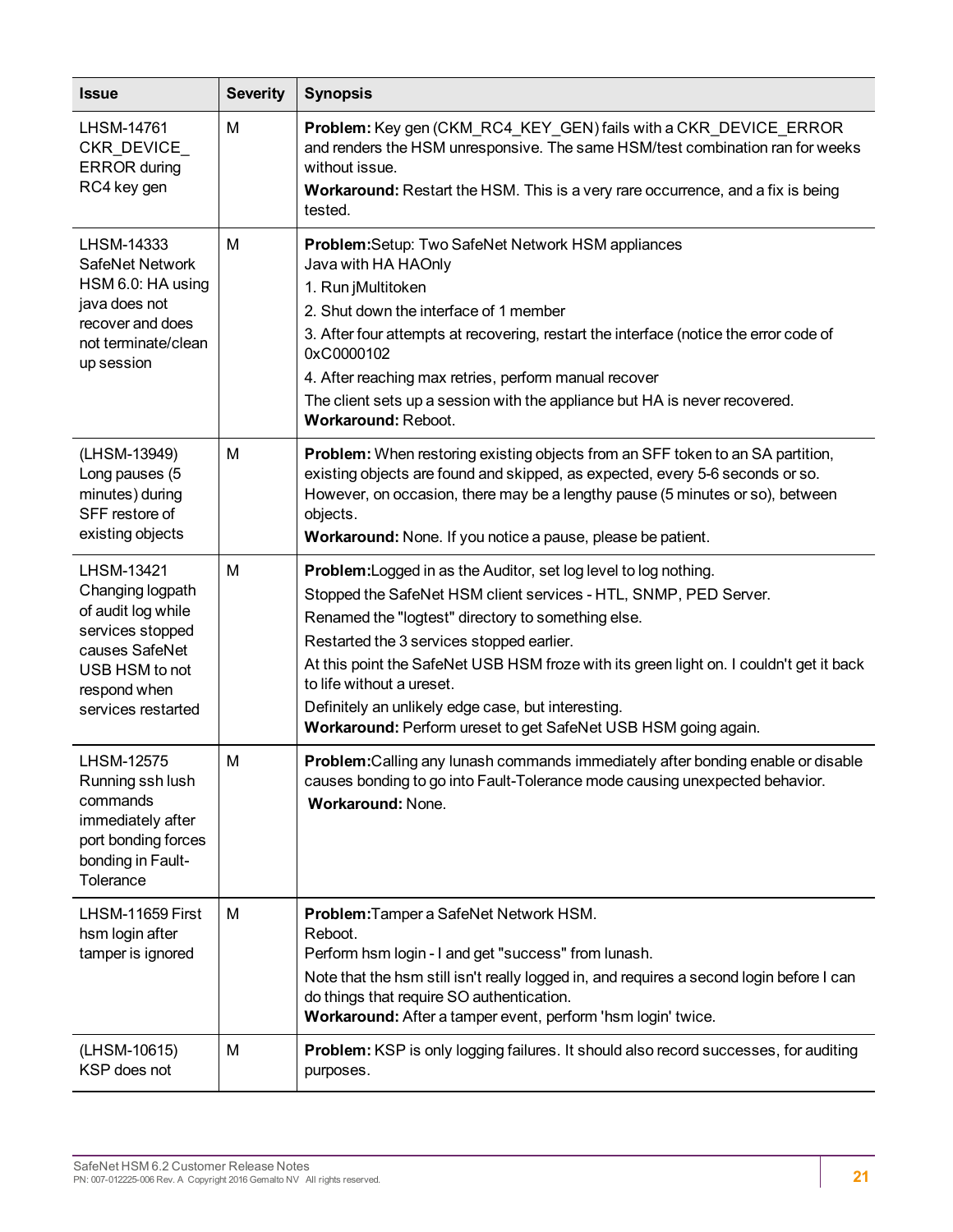| Issue | Severity | Synopsis |
|---|---|---|
| LHSM-14761 CKR_DEVICE_ ERROR during RC4 key gen | M | **Problem:** Key gen (CKM_RC4_KEY_GEN) fails with a CKR_DEVICE_ERROR and renders the HSM unresponsive. The same HSM/test combination ran for weeks without issue.<br>**Workaround:** Restart the HSM. This is a very rare occurrence, and a fix is being tested. |
| LHSM-14333 SafeNet Network HSM 6.0: HA using java does not recover and does not terminate/clean up session | M | **Problem:**Setup: Two SafeNet Network HSM appliances<br>Java with HA HAOnly<br>1. Run jMultitoken<br>2. Shut down the interface of 1 member<br>3. After four attempts at recovering, restart the interface (notice the error code of 0xC0000102<br>4. After reaching max retries, perform manual recover<br>The client sets up a session with the appliance but HA is never recovered.<br>**Workaround:** Reboot. |
| (LHSM-13949) Long pauses (5 minutes) during SFF restore of existing objects | M | **Problem:** When restoring existing objects from an SFF token to an SA partition, existing objects are found and skipped, as expected, every 5-6 seconds or so. However, on occasion, there may be a lengthy pause (5 minutes or so), between objects.<br>**Workaround:** None. If you notice a pause, please be patient. |
| LHSM-13421 Changing logpath of audit log while services stopped causes SafeNet USB HSM to not respond when services restarted | M | **Problem:**Logged in as the Auditor, set log level to log nothing.<br>Stopped the SafeNet HSM client services - HTL, SNMP, PED Server.<br>Renamed the "logtest" directory to something else.<br>Restarted the 3 services stopped earlier.<br>At this point the SafeNet USB HSM froze with its green light on. I couldn't get it back to life without a ureset.<br>Definitely an unlikely edge case, but interesting.<br>**Workaround:** Perform ureset to get SafeNet USB HSM going again. |
| LHSM-12575 Running ssh lush commands immediately after port bonding forces bonding in Fault-Tolerance | M | **Problem:**Calling any lunash commands immediately after bonding enable or disable causes bonding to go into Fault-Tolerance mode causing unexpected behavior.<br>**Workaround:** None. |
| LHSM-11659 First hsm login after tamper is ignored | M | **Problem:**Tamper a SafeNet Network HSM.<br>Reboot.<br>Perform hsm login - I and get "success" from lunash.<br>Note that the hsm still isn't really logged in, and requires a second login before I can do things that require SO authentication.<br>**Workaround:** After a tamper event, perform 'hsm login' twice. |
| (LHSM-10615) KSP does not | M | **Problem:** KSP is only logging failures. It should also record successes, for auditing purposes. |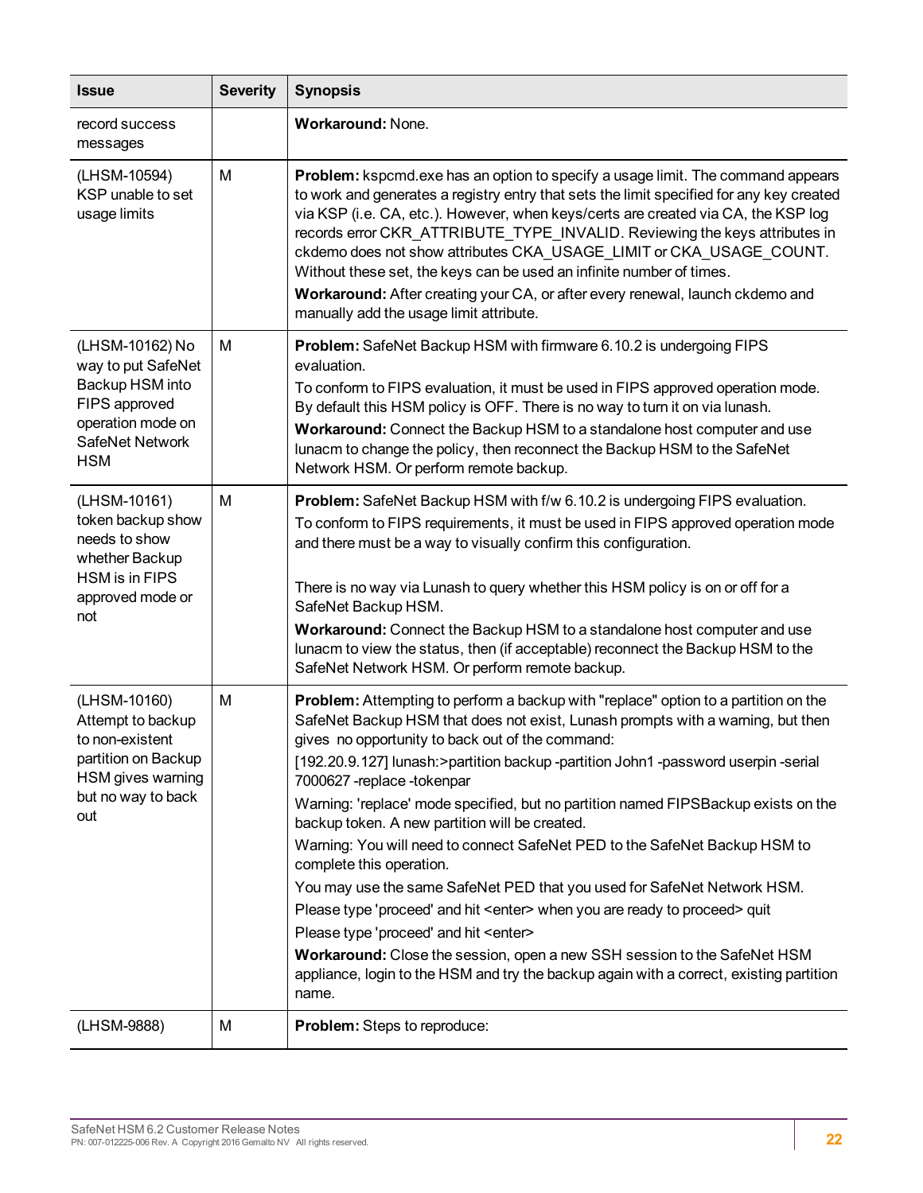| Issue | Severity | Synopsis |
|---|---|---|
| record success messages | | **Workaround:** None. |
| (LHSM-10594) KSP unable to set usage limits | M | **Problem:** kspcmd.exe has an option to specify a usage limit. The command appears to work and generates a registry entry that sets the limit specified for any key created via KSP (i.e. CA, etc.). However, when keys/certs are created via CA, the KSP log records error CKR_ATTRIBUTE_TYPE_INVALID. Reviewing the keys attributes in ckdemo does not show attributes CKA_USAGE_LIMIT or CKA_USAGE_COUNT. Without these set, the keys can be used an infinite number of times.<br>**Workaround:** After creating your CA, or after every renewal, launch ckdemo and manually add the usage limit attribute. |
| (LHSM-10162) No way to put SafeNet Backup HSM into FIPS approved operation mode on SafeNet Network HSM | M | **Problem:** SafeNet Backup HSM with firmware 6.10.2 is undergoing FIPS evaluation.<br>To conform to FIPS evaluation, it must be used in FIPS approved operation mode. By default this HSM policy is OFF. There is no way to turn it on via lunash.<br>**Workaround:** Connect the Backup HSM to a standalone host computer and use lunacm to change the policy, then reconnect the Backup HSM to the SafeNet Network HSM. Or perform remote backup. |
| (LHSM-10161) token backup show needs to show whether Backup HSM is in FIPS approved mode or not | M | **Problem:** SafeNet Backup HSM with f/w 6.10.2 is undergoing FIPS evaluation.<br>To conform to FIPS requirements, it must be used in FIPS approved operation mode and there must be a way to visually confirm this configuration.<br><br>There is no way via Lunash to query whether this HSM policy is on or off for a SafeNet Backup HSM.<br>**Workaround:** Connect the Backup HSM to a standalone host computer and use lunacm to view the status, then (if acceptable) reconnect the Backup HSM to the SafeNet Network HSM. Or perform remote backup. |
| (LHSM-10160) Attempt to backup to non-existent partition on Backup HSM gives warning but no way to back out | M | **Problem:** Attempting to perform a backup with "replace" option to a partition on the SafeNet Backup HSM that does not exist, Lunash prompts with a warning, but then gives no opportunity to back out of the command:<br>[192.20.9.127] lunash:>partition backup -partition John1 -password userpin -serial 7000627 -replace -tokenpar<br>Warning: 'replace' mode specified, but no partition named FIPSBackup exists on the backup token. A new partition will be created.<br>Warning: You will need to connect SafeNet PED to the SafeNet Backup HSM to complete this operation.<br>You may use the same SafeNet PED that you used for SafeNet Network HSM.<br>Please type 'proceed' and hit <enter> when you are ready to proceed> quit<br>Please type 'proceed' and hit <enter><br>**Workaround:** Close the session, open a new SSH session to the SafeNet HSM appliance, login to the HSM and try the backup again with a correct, existing partition name. |
| (LHSM-9888) | M | **Problem:** Steps to reproduce: |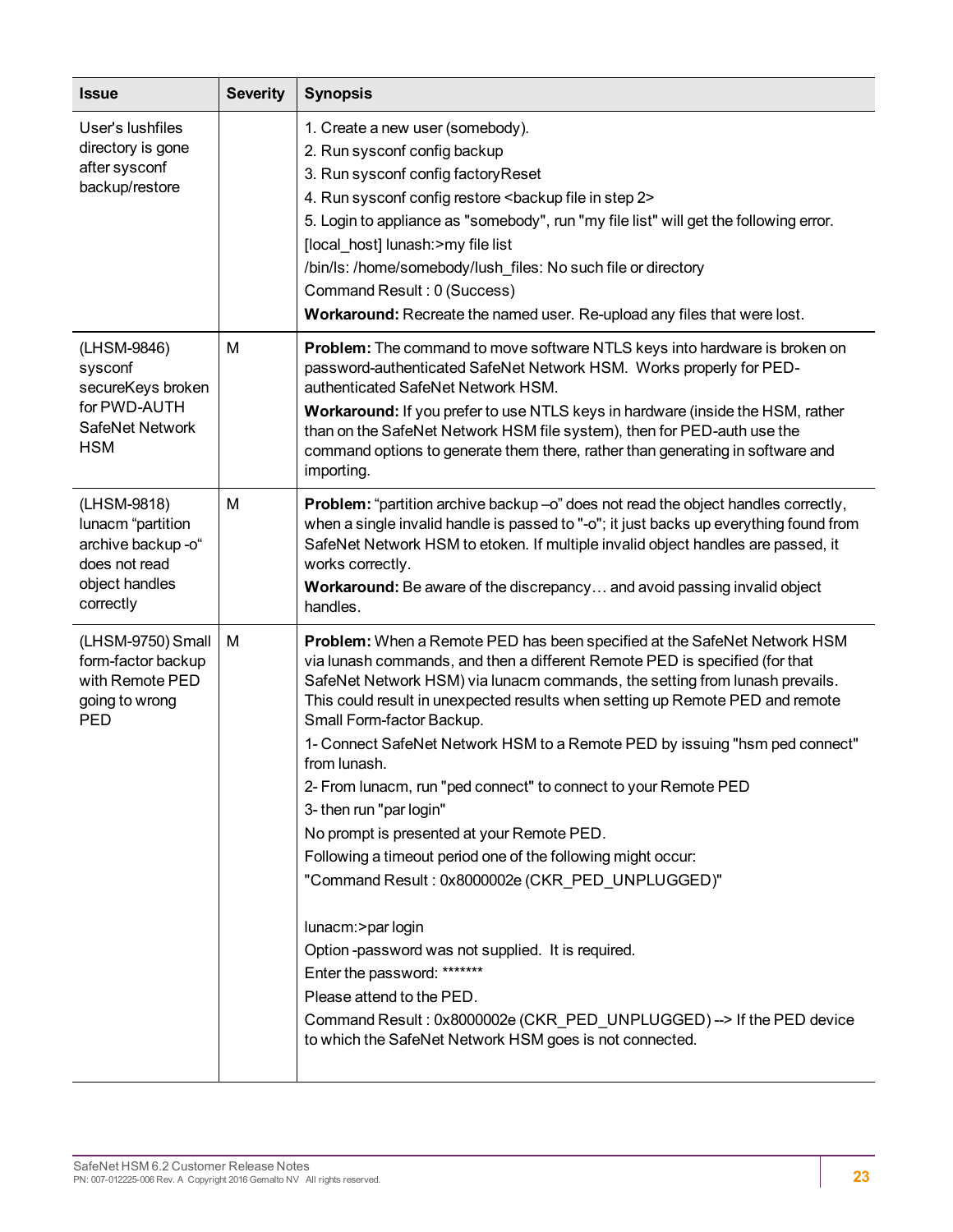| Issue | Severity | Synopsis |
|---|---|---|
| User's lushfiles directory is gone after sysconf backup/restore | | 1. Create a new user (somebody).<br>2. Run sysconf config backup<br>3. Run sysconf config factoryReset<br>4. Run sysconf config restore <backup file in step 2><br>5. Login to appliance as "somebody", run "my file list" will get the following error.<br>[local_host] lunash:>my file list<br>/bin/ls: /home/somebody/lush_files: No such file or directory<br>Command Result : 0 (Success)<br>**Workaround:** Recreate the named user. Re-upload any files that were lost. |
| (LHSM-9846) sysconf secureKeys broken for PWD-AUTH SafeNet Network HSM | M | **Problem:** The command to move software NTLS keys into hardware is broken on password-authenticated SafeNet Network HSM. Works properly for PED-authenticated SafeNet Network HSM.<br>**Workaround:** If you prefer to use NTLS keys in hardware (inside the HSM, rather than on the SafeNet Network HSM file system), then for PED-auth use the command options to generate them there, rather than generating in software and importing. |
| (LHSM-9818) lunacm "partition archive backup -o" does not read object handles correctly | M | **Problem:** "partition archive backup –o" does not read the object handles correctly, when a single invalid handle is passed to "-o"; it just backs up everything found from SafeNet Network HSM to etoken. If multiple invalid object handles are passed, it works correctly.<br>**Workaround:** Be aware of the discrepancy… and avoid passing invalid object handles. |
| (LHSM-9750) Small form-factor backup with Remote PED going to wrong PED | M | **Problem:** When a Remote PED has been specified at the SafeNet Network HSM via lunash commands, and then a different Remote PED is specified (for that SafeNet Network HSM) via lunacm commands, the setting from lunash prevails. This could result in unexpected results when setting up Remote PED and remote Small Form-factor Backup.<br>1- Connect SafeNet Network HSM to a Remote PED by issuing "hsm ped connect" from lunash.<br>2- From lunacm, run "ped connect" to connect to your Remote PED<br>3- then run "par login"<br>No prompt is presented at your Remote PED.<br>Following a timeout period one of the following might occur:<br>"Command Result : 0x8000002e (CKR_PED_UNPLUGGED)"<br><br>lunacm:>par login<br>Option -password was not supplied. It is required.<br>Enter the password: *******<br>Please attend to the PED.<br>Command Result : 0x8000002e (CKR_PED_UNPLUGGED) --> If the PED device to which the SafeNet Network HSM goes is not connected. |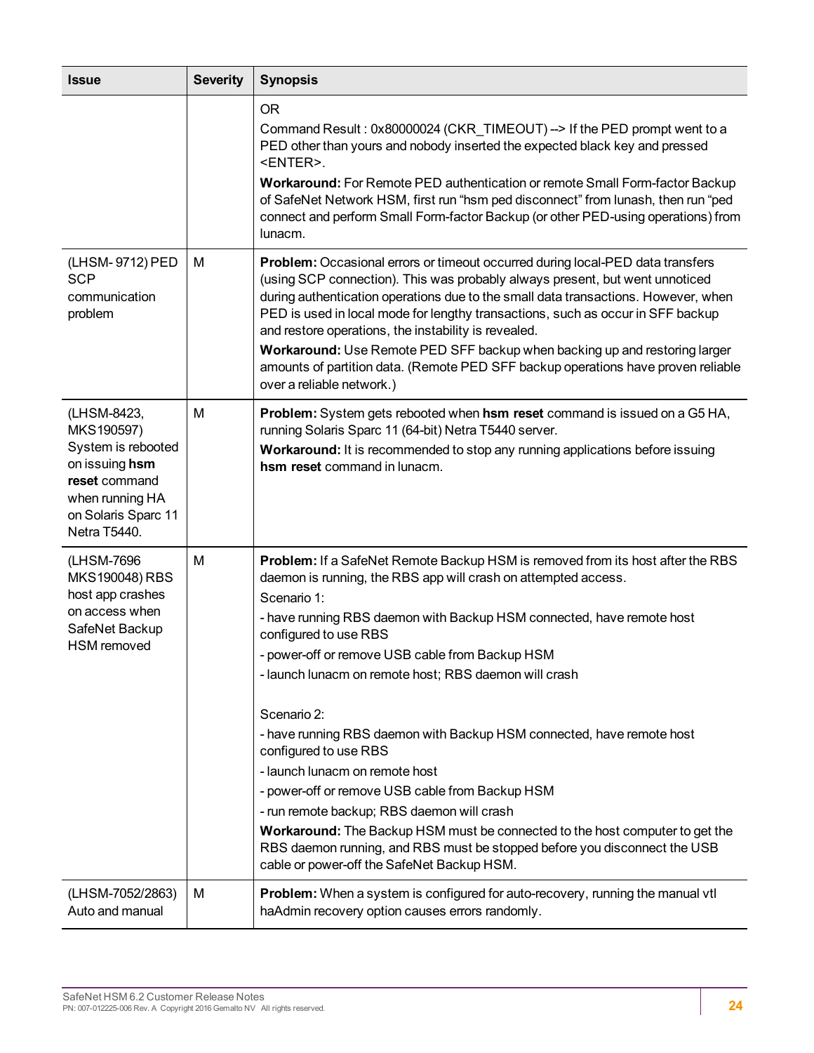| Issue | Severity | Synopsis |
|---|---|---|
| | | OR<br>Command Result : 0x80000024 (CKR_TIMEOUT) --> If the PED prompt went to a PED other than yours and nobody inserted the expected black key and pressed <ENTER>.<br>**Workaround:** For Remote PED authentication or remote Small Form-factor Backup of SafeNet Network HSM, first run "hsm ped disconnect" from lunash, then run "ped connect and perform Small Form-factor Backup (or other PED-using operations) from lunacm. |
| (LHSM- 9712) PED SCP communication problem | M | **Problem:** Occasional errors or timeout occurred during local-PED data transfers (using SCP connection). This was probably always present, but went unnoticed during authentication operations due to the small data transactions. However, when PED is used in local mode for lengthy transactions, such as occur in SFF backup and restore operations, the instability is revealed.<br>**Workaround:** Use Remote PED SFF backup when backing up and restoring larger amounts of partition data. (Remote PED SFF backup operations have proven reliable over a reliable network.) |
| (LHSM-8423, MKS190597) System is rebooted on issuing **hsm reset** command when running HA on Solaris Sparc 11 Netra T5440. | M | **Problem:** System gets rebooted when **hsm reset** command is issued on a G5 HA, running Solaris Sparc 11 (64-bit) Netra T5440 server.<br>**Workaround:** It is recommended to stop any running applications before issuing **hsm reset** command in lunacm. |
| (LHSM-7696 MKS190048) RBS host app crashes on access when SafeNet Backup HSM removed | M | **Problem:** If a SafeNet Remote Backup HSM is removed from its host after the RBS daemon is running, the RBS app will crash on attempted access.<br>Scenario 1:<br>- have running RBS daemon with Backup HSM connected, have remote host configured to use RBS<br>- power-off or remove USB cable from Backup HSM<br>- launch lunacm on remote host; RBS daemon will crash<br><br>Scenario 2:<br>- have running RBS daemon with Backup HSM connected, have remote host configured to use RBS<br>- launch lunacm on remote host<br>- power-off or remove USB cable from Backup HSM<br>- run remote backup; RBS daemon will crash<br>**Workaround:** The Backup HSM must be connected to the host computer to get the RBS daemon running, and RBS must be stopped before you disconnect the USB cable or power-off the SafeNet Backup HSM. |
| (LHSM-7052/2863) Auto and manual | M | **Problem:** When a system is configured for auto-recovery, running the manual vtl haAdmin recovery option causes errors randomly. |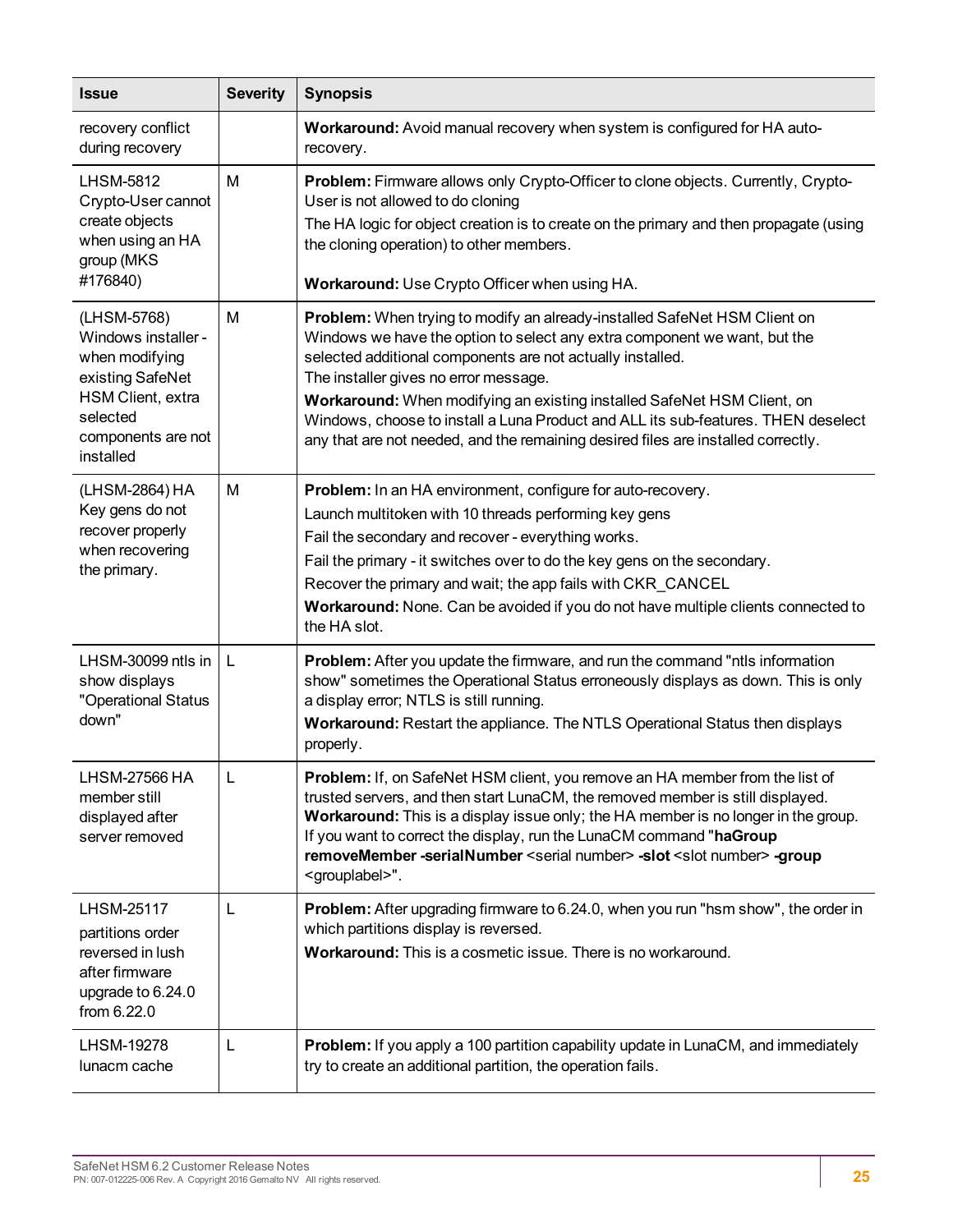| Issue | Severity | Synopsis |
|---|---|---|
| recovery conflict during recovery | | **Workaround:** Avoid manual recovery when system is configured for HA auto-recovery. |
| LHSM-5812 Crypto-User cannot create objects when using an HA group (MKS #176840) | M | **Problem:** Firmware allows only Crypto-Officer to clone objects. Currently, Crypto-User is not allowed to do cloning<br>The HA logic for object creation is to create on the primary and then propagate (using the cloning operation) to other members.<br><br>**Workaround:** Use Crypto Officer when using HA. |
| (LHSM-5768) Windows installer - when modifying existing SafeNet HSM Client, extra selected components are not installed | M | **Problem:** When trying to modify an already-installed SafeNet HSM Client on Windows we have the option to select any extra component we want, but the selected additional components are not actually installed.<br>The installer gives no error message.<br>**Workaround:** When modifying an existing installed SafeNet HSM Client, on Windows, choose to install a Luna Product and ALL its sub-features. THEN deselect any that are not needed, and the remaining desired files are installed correctly. |
| (LHSM-2864) HA Key gens do not recover properly when recovering the primary. | M | **Problem:** In an HA environment, configure for auto-recovery.<br>Launch multitoken with 10 threads performing key gens<br>Fail the secondary and recover - everything works.<br>Fail the primary - it switches over to do the key gens on the secondary.<br>Recover the primary and wait; the app fails with CKR_CANCEL<br>**Workaround:** None. Can be avoided if you do not have multiple clients connected to the HA slot. |
| LHSM-30099 ntls in show displays "Operational Status down" | L | **Problem:** After you update the firmware, and run the command "ntls information show" sometimes the Operational Status erroneously displays as down. This is only a display error; NTLS is still running.<br>**Workaround:** Restart the appliance. The NTLS Operational Status then displays properly. |
| LHSM-27566 HA member still displayed after server removed | L | **Problem:** If, on SafeNet HSM client, you remove an HA member from the list of trusted servers, and then start LunaCM, the removed member is still displayed.<br>**Workaround:** This is a display issue only; the HA member is no longer in the group. If you want to correct the display, run the LunaCM command "**haGroup removeMember -serialNumber** <serial number> **-slot** <slot number> **-group** <grouplabel>". |
| LHSM-25117 partitions order reversed in lush after firmware upgrade to 6.24.0 from 6.22.0 | L | **Problem:** After upgrading firmware to 6.24.0, when you run "hsm show", the order in which partitions display is reversed.<br>**Workaround:** This is a cosmetic issue. There is no workaround. |
| LHSM-19278 lunacm cache | L | **Problem:** If you apply a 100 partition capability update in LunaCM, and immediately try to create an additional partition, the operation fails. |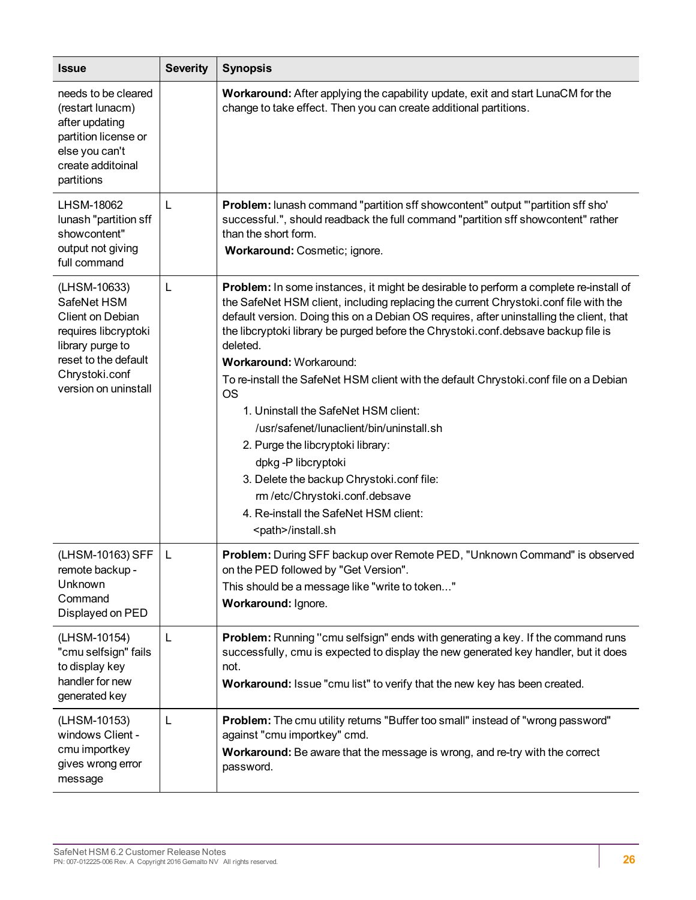| Issue | Severity | Synopsis |
|---|---|---|
| needs to be cleared (restart lunacm) after updating partition license or else you can't create additoinal partitions | | **Workaround:** After applying the capability update, exit and start LunaCM for the change to take effect. Then you can create additional partitions. |
| LHSM-18062 lunash "partition sff showcontent" output not giving full command | L | **Problem:** lunash command "partition sff showcontent" output "'partition sff sho' successful.", should readback the full command "partition sff showcontent" rather than the short form.<br>**Workaround:** Cosmetic; ignore. |
| (LHSM-10633) SafeNet HSM Client on Debian requires libcryptoki library purge to reset to the default Chrystoki.conf version on uninstall | L | **Problem:** In some instances, it might be desirable to perform a complete re-install of the SafeNet HSM client, including replacing the current Chrystoki.conf file with the default version. Doing this on a Debian OS requires, after uninstalling the client, that the libcryptoki library be purged before the Chrystoki.conf.debsave backup file is deleted.<br>**Workaround:** Workaround:<br>To re-install the SafeNet HSM client with the default Chrystoki.conf file on a Debian OS<br>1. Uninstall the SafeNet HSM client:<br>/usr/safenet/lunaclient/bin/uninstall.sh<br>2. Purge the libcryptoki library:<br>dpkg -P libcryptoki<br>3. Delete the backup Chrystoki.conf file:<br>rm /etc/Chrystoki.conf.debsave<br>4. Re-install the SafeNet HSM client:<br><path>/install.sh |
| (LHSM-10163) SFF remote backup - Unknown Command Displayed on PED | L | **Problem:** During SFF backup over Remote PED, "Unknown Command" is observed on the PED followed by "Get Version".<br>This should be a message like "write to token..."<br>**Workaround:** Ignore. |
| (LHSM-10154) "cmu selfsign" fails to display key handler for new generated key | L | **Problem:** Running "cmu selfsign" ends with generating a key. If the command runs successfully, cmu is expected to display the new generated key handler, but it does not.<br>**Workaround:** Issue "cmu list" to verify that the new key has been created. |
| (LHSM-10153) windows Client - cmu importkey gives wrong error message | L | **Problem:** The cmu utility returns "Buffer too small" instead of "wrong password" against "cmu importkey" cmd.<br>**Workaround:** Be aware that the message is wrong, and re-try with the correct password. |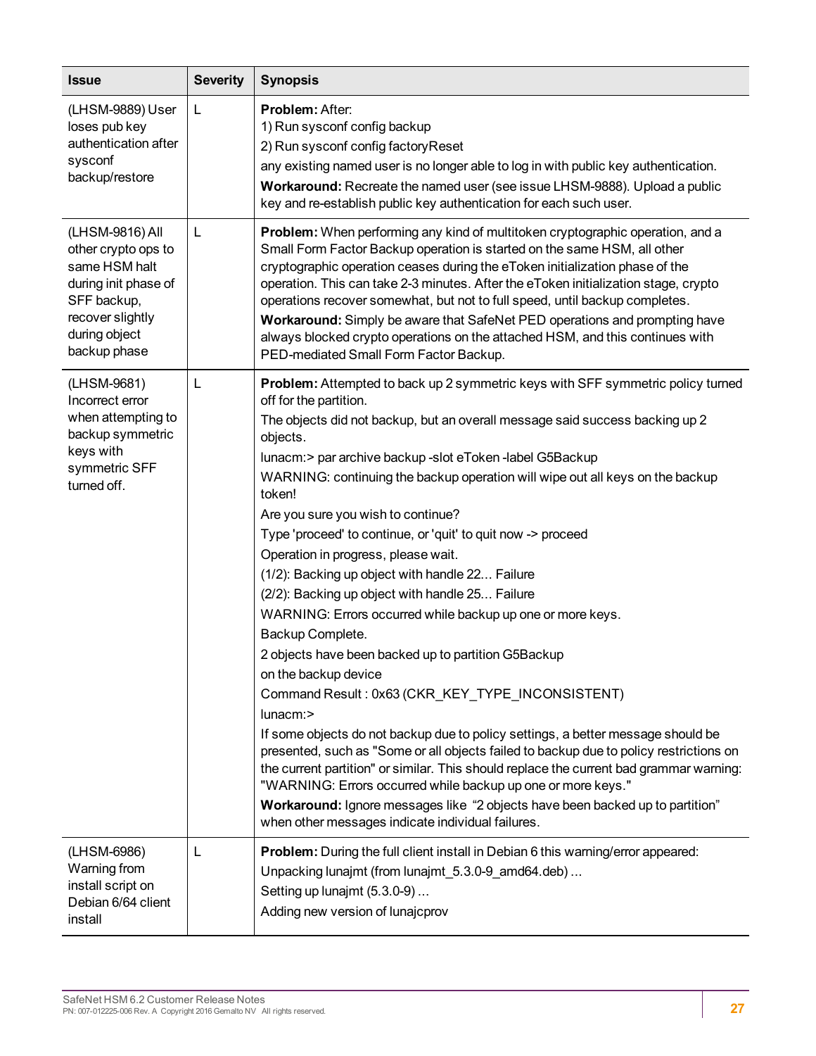| Issue | Severity | Synopsis |
|---|---|---|
| (LHSM-9889) User loses pub key authentication after sysconf backup/restore | L | **Problem:** After:<br>1) Run sysconf config backup<br>2) Run sysconf config factoryReset<br>any existing named user is no longer able to log in with public key authentication.<br>**Workaround:** Recreate the named user (see issue LHSM-9888). Upload a public key and re-establish public key authentication for each such user. |
| (LHSM-9816) All other crypto ops to same HSM halt during init phase of SFF backup, recover slightly during object backup phase | L | **Problem:** When performing any kind of multitoken cryptographic operation, and a Small Form Factor Backup operation is started on the same HSM, all other cryptographic operation ceases during the eToken initialization phase of the operation. This can take 2-3 minutes. After the eToken initialization stage, crypto operations recover somewhat, but not to full speed, until backup completes.<br>**Workaround:** Simply be aware that SafeNet PED operations and prompting have always blocked crypto operations on the attached HSM, and this continues with PED-mediated Small Form Factor Backup. |
| (LHSM-9681) Incorrect error when attempting to backup symmetric keys with symmetric SFF turned off. | L | **Problem:** Attempted to back up 2 symmetric keys with SFF symmetric policy turned off for the partition.<br>The objects did not backup, but an overall message said success backing up 2 objects.<br>lunacm:> par archive backup -slot eToken -label G5Backup<br>WARNING: continuing the backup operation will wipe out all keys on the backup token!<br>Are you sure you wish to continue?<br>Type 'proceed' to continue, or 'quit' to quit now -> proceed<br>Operation in progress, please wait.<br>(1/2): Backing up object with handle 22... Failure<br>(2/2): Backing up object with handle 25... Failure<br>WARNING: Errors occurred while backup up one or more keys.<br>Backup Complete.<br>2 objects have been backed up to partition G5Backup<br>on the backup device<br>Command Result : 0x63 (CKR_KEY_TYPE_INCONSISTENT)<br>lunacm:><br>If some objects do not backup due to policy settings, a better message should be presented, such as "Some or all objects failed to backup due to policy restrictions on the current partition" or similar. This should replace the current bad grammar warning: "WARNING: Errors occurred while backup up one or more keys."<br>**Workaround:** Ignore messages like "2 objects have been backed up to partition" when other messages indicate individual failures. |
| (LHSM-6986) Warning from install script on Debian 6/64 client install | L | **Problem:** During the full client install in Debian 6 this warning/error appeared:<br>Unpacking lunajmt (from lunajmt_5.3.0-9_amd64.deb) ...<br>Setting up lunajmt (5.3.0-9) ...<br>Adding new version of lunajcprov |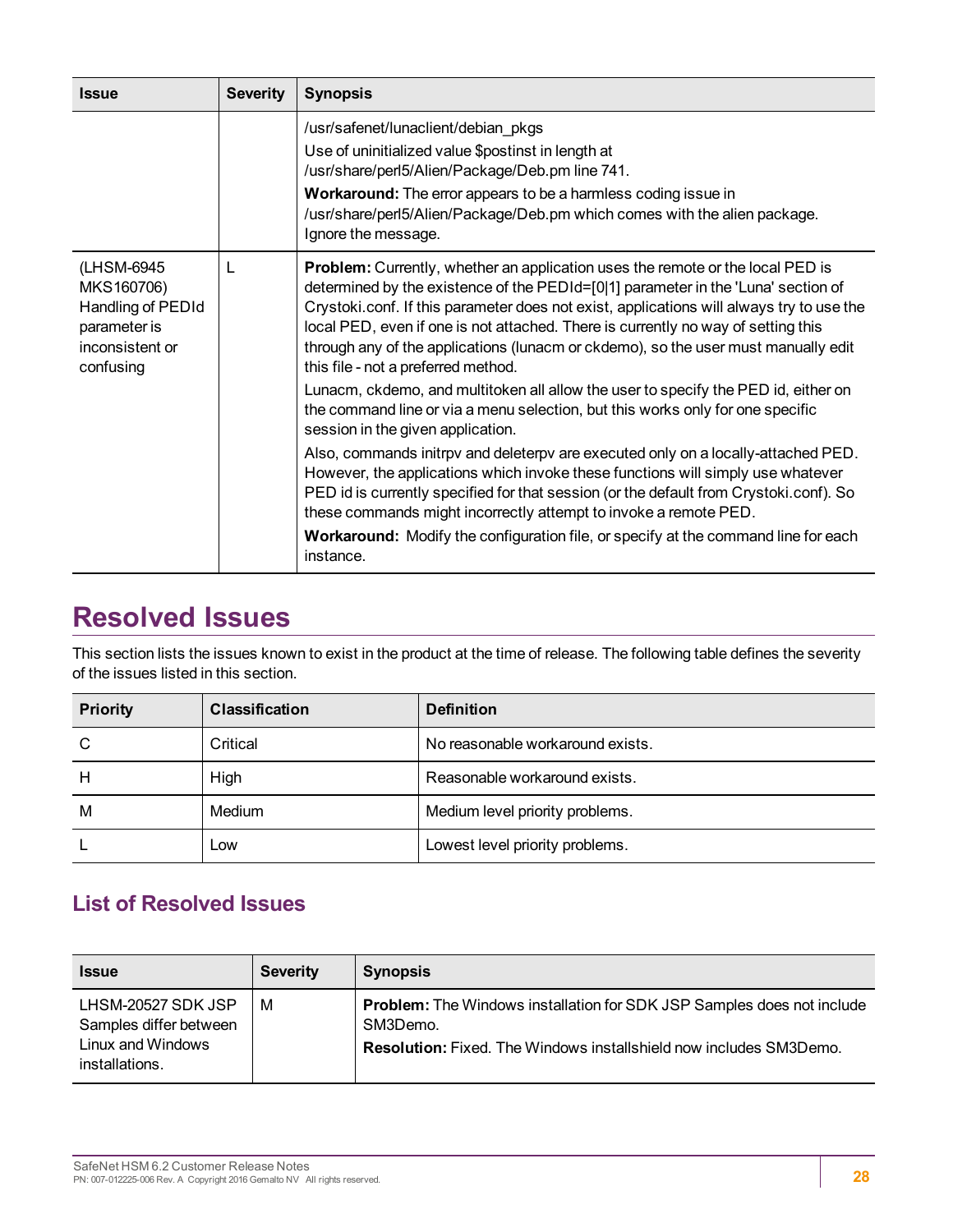| Issue | Severity | Synopsis |
|---|---|---|
| | | /usr/safenet/lunaclient/debian_pkgs<br>Use of uninitialized value $postinst in length at /usr/share/perl5/Alien/Package/Deb.pm line 741.<br>**Workaround:** The error appears to be a harmless coding issue in /usr/share/perl5/Alien/Package/Deb.pm which comes with the alien package. Ignore the message. |
| (LHSM-6945 MKS160706) Handling of PEDId parameter is inconsistent or confusing | L | **Problem:** Currently, whether an application uses the remote or the local PED is determined by the existence of the PEDId=[0\|1] parameter in the 'Luna' section of Crystoki.conf. If this parameter does not exist, applications will always try to use the local PED, even if one is not attached. There is currently no way of setting this through any of the applications (lunacm or ckdemo), so the user must manually edit this file - not a preferred method.<br>Lunacm, ckdemo, and multitoken all allow the user to specify the PED id, either on the command line or via a menu selection, but this works only for one specific session in the given application.<br>Also, commands initrpv and deleterpv are executed only on a locally-attached PED. However, the applications which invoke these functions will simply use whatever PED id is currently specified for that session (or the default from Crystoki.conf). So these commands might incorrectly attempt to invoke a remote PED.<br>**Workaround:** Modify the configuration file, or specify at the command line for each instance. |

# Resolved Issues

This section lists the issues known to exist in the product at the time of release. The following table defines the severity of the issues listed in this section.

| Priority | Classification | Definition |
|---|---|---|
| C | Critical | No reasonable workaround exists. |
| H | High | Reasonable workaround exists. |
| M | Medium | Medium level priority problems. |
| L | Low | Lowest level priority problems. |

## List of Resolved Issues

| Issue | Severity | Synopsis |
|---|---|---|
| LHSM-20527 SDK JSP Samples differ between Linux and Windows installations. | M | **Problem:** The Windows installation for SDK JSP Samples does not include SM3Demo.<br>**Resolution:** Fixed. The Windows installshield now includes SM3Demo. |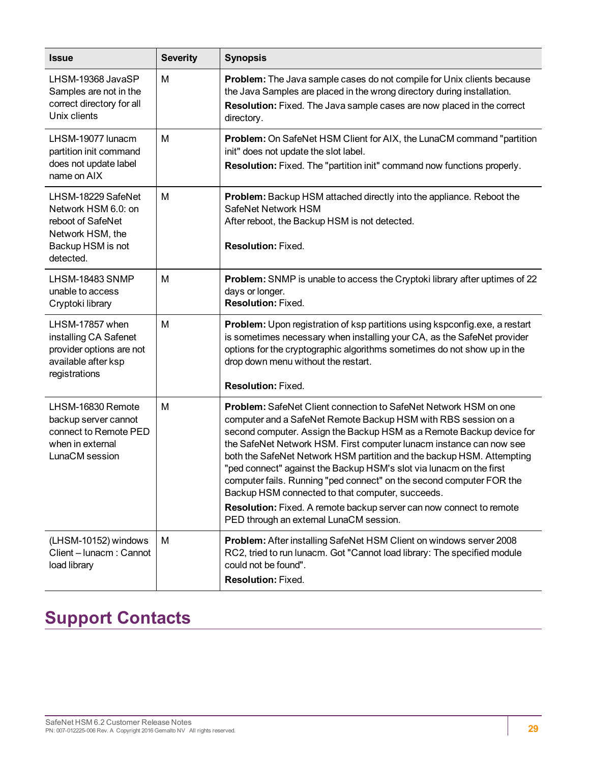| Issue | Severity | Synopsis |
|---|---|---|
| LHSM-19368 JavaSP Samples are not in the correct directory for all Unix clients | M | **Problem:** The Java sample cases do not compile for Unix clients because the Java Samples are placed in the wrong directory during installation.<br>**Resolution:** Fixed. The Java sample cases are now placed in the correct directory. |
| LHSM-19077 lunacm partition init command does not update label name on AIX | M | **Problem:** On SafeNet HSM Client for AIX, the LunaCM command "partition init" does not update the slot label.<br>**Resolution:** Fixed. The "partition init" command now functions properly. |
| LHSM-18229 SafeNet Network HSM 6.0: on reboot of SafeNet Network HSM, the Backup HSM is not detected. | M | **Problem:** Backup HSM attached directly into the appliance. Reboot the SafeNet Network HSM<br>After reboot, the Backup HSM is not detected.<br><br>**Resolution:** Fixed. |
| LHSM-18483 SNMP unable to access Cryptoki library | M | **Problem:** SNMP is unable to access the Cryptoki library after uptimes of 22 days or longer.<br>**Resolution:** Fixed. |
| LHSM-17857 when installing CA Safenet provider options are not available after ksp registrations | M | **Problem:** Upon registration of ksp partitions using kspconfig.exe, a restart is sometimes necessary when installing your CA, as the SafeNet provider options for the cryptographic algorithms sometimes do not show up in the drop down menu without the restart.<br><br>**Resolution:** Fixed. |
| LHSM-16830 Remote backup server cannot connect to Remote PED when in external LunaCM session | M | **Problem:** SafeNet Client connection to SafeNet Network HSM on one computer and a SafeNet Remote Backup HSM with RBS session on a second computer. Assign the Backup HSM as a Remote Backup device for the SafeNet Network HSM. First computer lunacm instance can now see both the SafeNet Network HSM partition and the backup HSM. Attempting "ped connect" against the Backup HSM's slot via lunacm on the first computer fails. Running "ped connect" on the second computer FOR the Backup HSM connected to that computer, succeeds.<br>**Resolution:** Fixed. A remote backup server can now connect to remote PED through an external LunaCM session. |
| (LHSM-10152) windows Client – lunacm : Cannot load library | M | **Problem:** After installing SafeNet HSM Client on windows server 2008 RC2, tried to run lunacm. Got "Cannot load library: The specified module could not be found".<br>**Resolution:** Fixed. |

# Support Contacts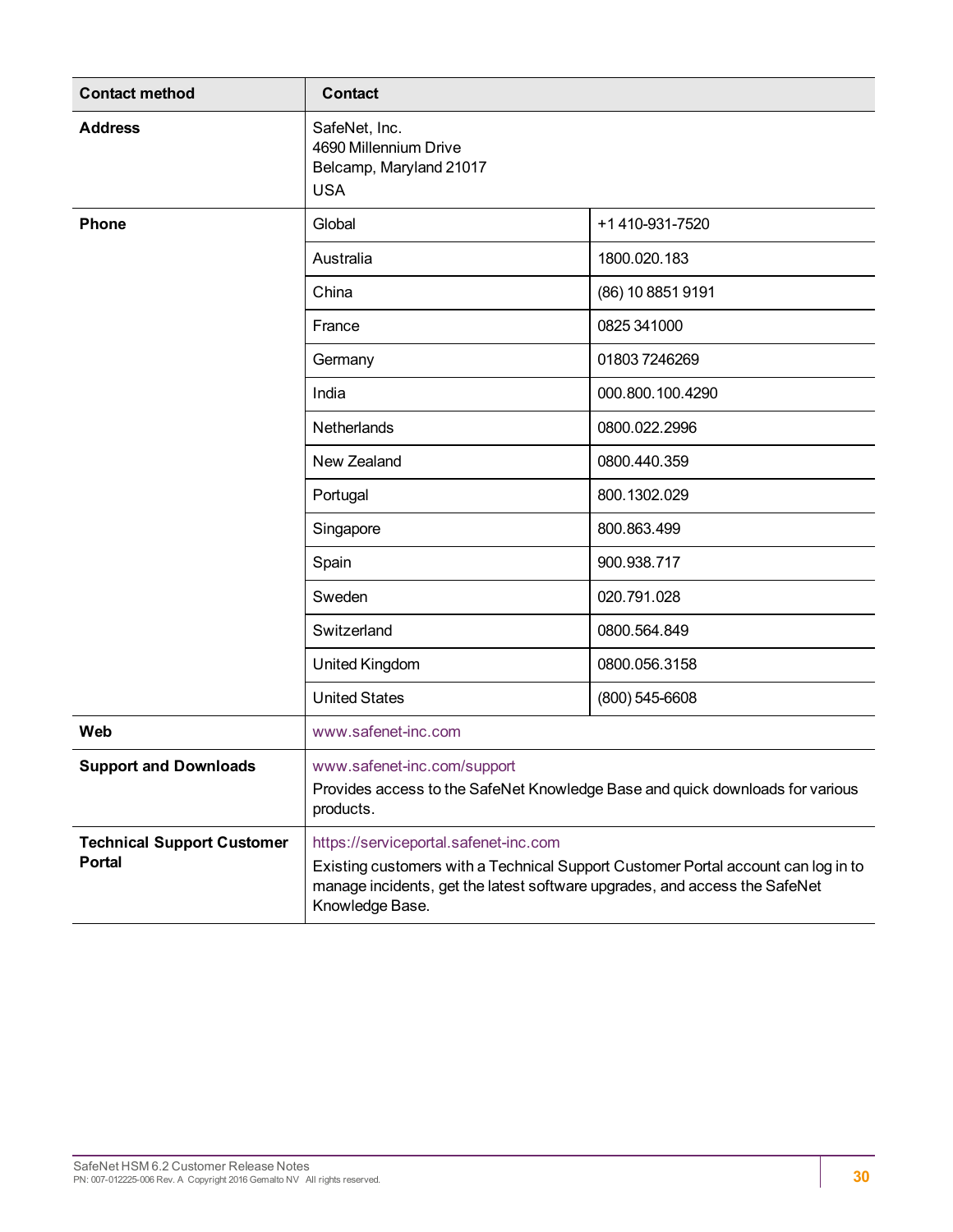| Contact method | Contact | |
|---|---|---|
| **Address** | SafeNet, Inc.<br>4690 Millennium Drive<br>Belcamp, Maryland 21017<br>USA | |
| **Phone** | Global | +1 410-931-7520 |
| | Australia | 1800.020.183 |
| | China | (86) 10 8851 9191 |
| | France | 0825 341000 |
| | Germany | 01803 7246269 |
| | India | 000.800.100.4290 |
| | Netherlands | 0800.022.2996 |
| | New Zealand | 0800.440.359 |
| | Portugal | 800.1302.029 |
| | Singapore | 800.863.499 |
| | Spain | 900.938.717 |
| | Sweden | 020.791.028 |
| | Switzerland | 0800.564.849 |
| | United Kingdom | 0800.056.3158 |
| | United States | (800) 545-6608 |
| **Web** | www.safenet-inc.com | |
| **Support and Downloads** | www.safenet-inc.com/support<br>Provides access to the SafeNet Knowledge Base and quick downloads for various products. | |
| **Technical Support Customer Portal** | https://serviceportal.safenet-inc.com<br>Existing customers with a Technical Support Customer Portal account can log in to manage incidents, get the latest software upgrades, and access the SafeNet Knowledge Base. | |